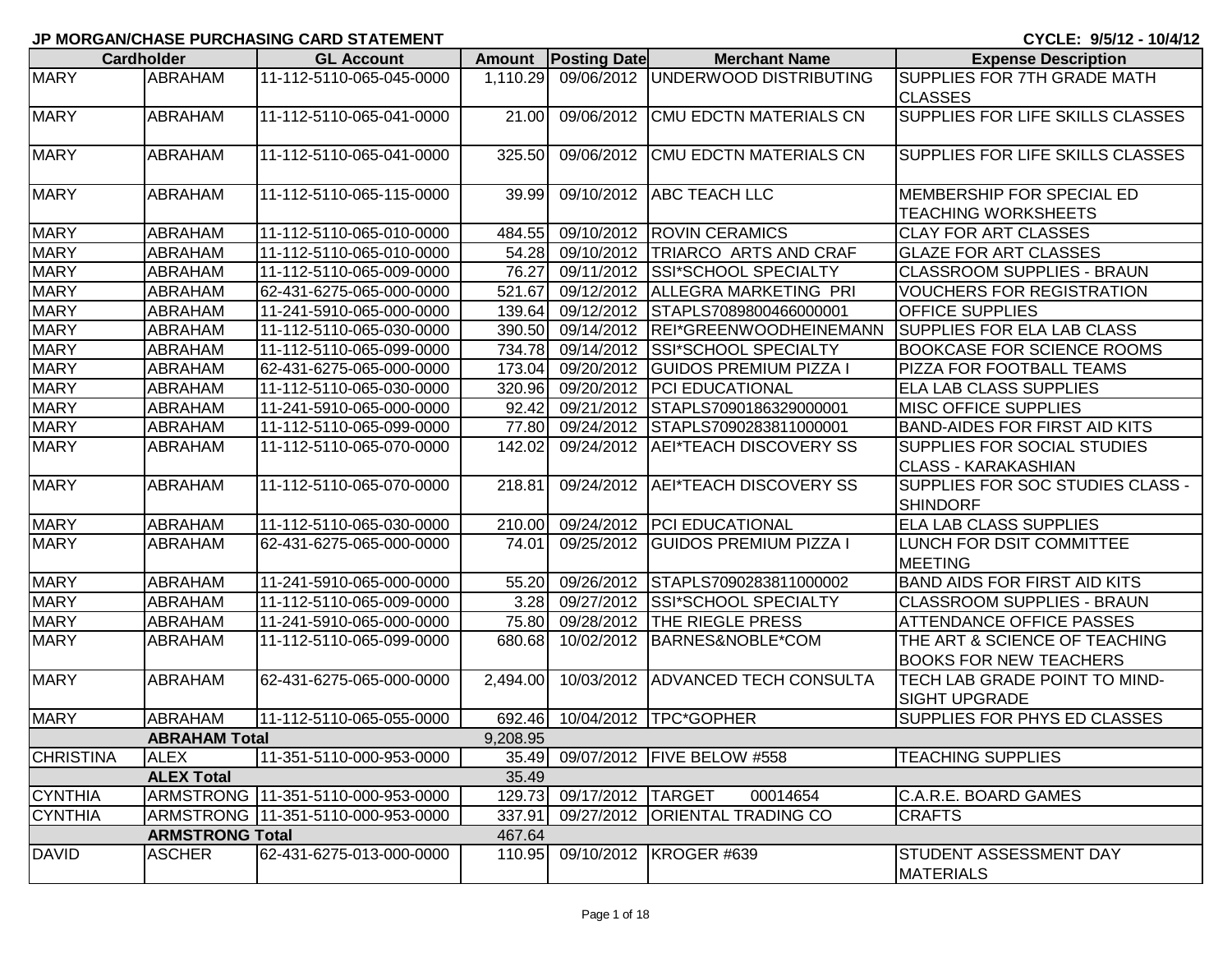**JP MORGAN/CHASE PURCHASING CARD STATEMENT** **CYCLE: 9/5/12 - 10/4/12**

| Cardholder | | GL Account | Amount | Posting Date | Merchant Name | Expense Description |
|---|---|---|---|---|---|---|
| MARY | ABRAHAM | 11-112-5110-065-045-0000 | 1,110.29 | 09/06/2012 | UNDERWOOD DISTRIBUTING | SUPPLIES FOR 7TH GRADE MATH CLASSES |
| MARY | ABRAHAM | 11-112-5110-065-041-0000 | 21.00 | 09/06/2012 | CMU EDCTN MATERIALS CN | SUPPLIES FOR LIFE SKILLS CLASSES |
| MARY | ABRAHAM | 11-112-5110-065-041-0000 | 325.50 | 09/06/2012 | CMU EDCTN MATERIALS CN | SUPPLIES FOR LIFE SKILLS CLASSES |
| MARY | ABRAHAM | 11-112-5110-065-115-0000 | 39.99 | 09/10/2012 | ABC TEACH LLC | MEMBERSHIP FOR SPECIAL ED TEACHING WORKSHEETS |
| MARY | ABRAHAM | 11-112-5110-065-010-0000 | 484.55 | 09/10/2012 | ROVIN CERAMICS | CLAY FOR ART CLASSES |
| MARY | ABRAHAM | 11-112-5110-065-010-0000 | 54.28 | 09/10/2012 | TRIARCO ARTS AND CRAF | GLAZE FOR ART CLASSES |
| MARY | ABRAHAM | 11-112-5110-065-009-0000 | 76.27 | 09/11/2012 | SSI*SCHOOL SPECIALTY | CLASSROOM SUPPLIES - BRAUN |
| MARY | ABRAHAM | 62-431-6275-065-000-0000 | 521.67 | 09/12/2012 | ALLEGRA MARKETING PRI | VOUCHERS FOR REGISTRATION |
| MARY | ABRAHAM | 11-241-5910-065-000-0000 | 139.64 | 09/12/2012 | STAPLS7089800466000001 | OFFICE SUPPLIES |
| MARY | ABRAHAM | 11-112-5110-065-030-0000 | 390.50 | 09/14/2012 | REI*GREENWOODHEINEMANN | SUPPLIES FOR ELA LAB CLASS |
| MARY | ABRAHAM | 11-112-5110-065-099-0000 | 734.78 | 09/14/2012 | SSI*SCHOOL SPECIALTY | BOOKCASE FOR SCIENCE ROOMS |
| MARY | ABRAHAM | 62-431-6275-065-000-0000 | 173.04 | 09/20/2012 | GUIDOS PREMIUM PIZZA I | PIZZA FOR FOOTBALL TEAMS |
| MARY | ABRAHAM | 11-112-5110-065-030-0000 | 320.96 | 09/20/2012 | PCI EDUCATIONAL | ELA LAB CLASS SUPPLIES |
| MARY | ABRAHAM | 11-241-5910-065-000-0000 | 92.42 | 09/21/2012 | STAPLS7090186329000001 | MISC OFFICE SUPPLIES |
| MARY | ABRAHAM | 11-112-5110-065-099-0000 | 77.80 | 09/24/2012 | STAPLS7090283811000001 | BAND-AIDES FOR FIRST AID KITS |
| MARY | ABRAHAM | 11-112-5110-065-070-0000 | 142.02 | 09/24/2012 | AEI*TEACH DISCOVERY SS | SUPPLIES FOR SOCIAL STUDIES CLASS - KARAKASHIAN |
| MARY | ABRAHAM | 11-112-5110-065-070-0000 | 218.81 | 09/24/2012 | AEI*TEACH DISCOVERY SS | SUPPLIES FOR SOC STUDIES CLASS - SHINDORF |
| MARY | ABRAHAM | 11-112-5110-065-030-0000 | 210.00 | 09/24/2012 | PCI EDUCATIONAL | ELA LAB CLASS SUPPLIES |
| MARY | ABRAHAM | 62-431-6275-065-000-0000 | 74.01 | 09/25/2012 | GUIDOS PREMIUM PIZZA I | LUNCH FOR DSIT COMMITTEE MEETING |
| MARY | ABRAHAM | 11-241-5910-065-000-0000 | 55.20 | 09/26/2012 | STAPLS7090283811000002 | BAND AIDS FOR FIRST AID KITS |
| MARY | ABRAHAM | 11-112-5110-065-009-0000 | 3.28 | 09/27/2012 | SSI*SCHOOL SPECIALTY | CLASSROOM SUPPLIES - BRAUN |
| MARY | ABRAHAM | 11-241-5910-065-000-0000 | 75.80 | 09/28/2012 | THE RIEGLE PRESS | ATTENDANCE OFFICE PASSES |
| MARY | ABRAHAM | 11-112-5110-065-099-0000 | 680.68 | 10/02/2012 | BARNES&NOBLE*COM | THE ART & SCIENCE OF TEACHING BOOKS FOR NEW TEACHERS |
| MARY | ABRAHAM | 62-431-6275-065-000-0000 | 2,494.00 | 10/03/2012 | ADVANCED TECH CONSULTA | TECH LAB GRADE POINT TO MIND-SIGHT UPGRADE |
| MARY | ABRAHAM | 11-112-5110-065-055-0000 | 692.46 | 10/04/2012 | TPC*GOPHER | SUPPLIES FOR PHYS ED CLASSES |
| | **ABRAHAM Total** | | 9,208.95 | | | |
| CHRISTINA | ALEX | 11-351-5110-000-953-0000 | 35.49 | 09/07/2012 | FIVE BELOW #558 | TEACHING SUPPLIES |
| | **ALEX Total** | | 35.49 | | | |
| CYNTHIA | ARMSTRONG | 11-351-5110-000-953-0000 | 129.73 | 09/17/2012 | TARGET 00014654 | C.A.R.E. BOARD GAMES |
| CYNTHIA | ARMSTRONG | 11-351-5110-000-953-0000 | 337.91 | 09/27/2012 | ORIENTAL TRADING CO | CRAFTS |
| | **ARMSTRONG Total** | | 467.64 | | | |
| DAVID | ASCHER | 62-431-6275-013-000-0000 | 110.95 | 09/10/2012 | KROGER #639 | STUDENT ASSESSMENT DAY MATERIALS |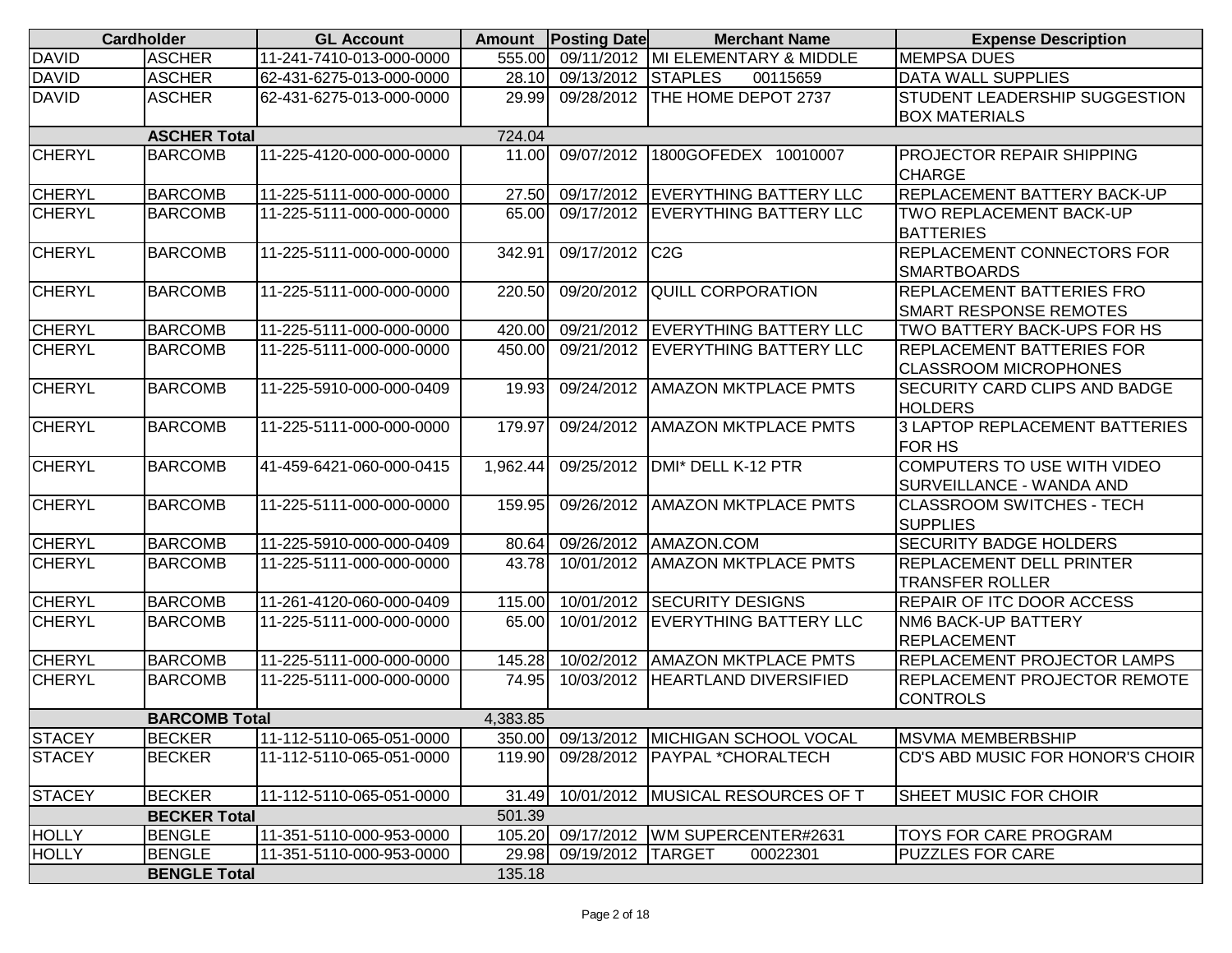| Cardholder | | GL Account | Amount | Posting Date | Merchant Name | Expense Description |
|---|---|---|---|---|---|---|
| DAVID | ASCHER | 11-241-7410-013-000-0000 | 555.00 | 09/11/2012 | MI ELEMENTARY & MIDDLE | MEMPSA DUES |
| DAVID | ASCHER | 62-431-6275-013-000-0000 | 28.10 | 09/13/2012 | STAPLES 00115659 | DATA WALL SUPPLIES |
| DAVID | ASCHER | 62-431-6275-013-000-0000 | 29.99 | 09/28/2012 | THE HOME DEPOT 2737 | STUDENT LEADERSHIP SUGGESTION BOX MATERIALS |
| | ASCHER Total | | 724.04 | | | |
| CHERYL | BARCOMB | 11-225-4120-000-000-0000 | 11.00 | 09/07/2012 | 1800GOFEDEX 10010007 | PROJECTOR REPAIR SHIPPING CHARGE |
| CHERYL | BARCOMB | 11-225-5111-000-000-0000 | 27.50 | 09/17/2012 | EVERYTHING BATTERY LLC | REPLACEMENT BATTERY BACK-UP |
| CHERYL | BARCOMB | 11-225-5111-000-000-0000 | 65.00 | 09/17/2012 | EVERYTHING BATTERY LLC | TWO REPLACEMENT BACK-UP BATTERIES |
| CHERYL | BARCOMB | 11-225-5111-000-000-0000 | 342.91 | 09/17/2012 | C2G | REPLACEMENT CONNECTORS FOR SMARTBOARDS |
| CHERYL | BARCOMB | 11-225-5111-000-000-0000 | 220.50 | 09/20/2012 | QUILL CORPORATION | REPLACEMENT BATTERIES FRO SMART RESPONSE REMOTES |
| CHERYL | BARCOMB | 11-225-5111-000-000-0000 | 420.00 | 09/21/2012 | EVERYTHING BATTERY LLC | TWO BATTERY BACK-UPS FOR HS |
| CHERYL | BARCOMB | 11-225-5111-000-000-0000 | 450.00 | 09/21/2012 | EVERYTHING BATTERY LLC | REPLACEMENT BATTERIES FOR CLASSROOM MICROPHONES |
| CHERYL | BARCOMB | 11-225-5910-000-000-0409 | 19.93 | 09/24/2012 | AMAZON MKTPLACE PMTS | SECURITY CARD CLIPS AND BADGE HOLDERS |
| CHERYL | BARCOMB | 11-225-5111-000-000-0000 | 179.97 | 09/24/2012 | AMAZON MKTPLACE PMTS | 3 LAPTOP REPLACEMENT BATTERIES FOR HS |
| CHERYL | BARCOMB | 41-459-6421-060-000-0415 | 1,962.44 | 09/25/2012 | DMI* DELL K-12 PTR | COMPUTERS TO USE WITH VIDEO SURVEILLANCE - WANDA AND |
| CHERYL | BARCOMB | 11-225-5111-000-000-0000 | 159.95 | 09/26/2012 | AMAZON MKTPLACE PMTS | CLASSROOM SWITCHES - TECH SUPPLIES |
| CHERYL | BARCOMB | 11-225-5910-000-000-0409 | 80.64 | 09/26/2012 | AMAZON.COM | SECURITY BADGE HOLDERS |
| CHERYL | BARCOMB | 11-225-5111-000-000-0000 | 43.78 | 10/01/2012 | AMAZON MKTPLACE PMTS | REPLACEMENT DELL PRINTER TRANSFER ROLLER |
| CHERYL | BARCOMB | 11-261-4120-060-000-0409 | 115.00 | 10/01/2012 | SECURITY DESIGNS | REPAIR OF ITC DOOR ACCESS |
| CHERYL | BARCOMB | 11-225-5111-000-000-0000 | 65.00 | 10/01/2012 | EVERYTHING BATTERY LLC | NM6 BACK-UP BATTERY REPLACEMENT |
| CHERYL | BARCOMB | 11-225-5111-000-000-0000 | 145.28 | 10/02/2012 | AMAZON MKTPLACE PMTS | REPLACEMENT PROJECTOR LAMPS |
| CHERYL | BARCOMB | 11-225-5111-000-000-0000 | 74.95 | 10/03/2012 | HEARTLAND DIVERSIFIED | REPLACEMENT PROJECTOR REMOTE CONTROLS |
| | BARCOMB Total | | 4,383.85 | | | |
| STACEY | BECKER | 11-112-5110-065-051-0000 | 350.00 | 09/13/2012 | MICHIGAN SCHOOL VOCAL | MSVMA MEMBERBSHIP |
| STACEY | BECKER | 11-112-5110-065-051-0000 | 119.90 | 09/28/2012 | PAYPAL *CHORALTECH | CD'S ABD MUSIC FOR HONOR'S CHOIR |
| STACEY | BECKER | 11-112-5110-065-051-0000 | 31.49 | 10/01/2012 | MUSICAL RESOURCES OF T | SHEET MUSIC FOR CHOIR |
| | BECKER Total | | 501.39 | | | |
| HOLLY | BENGLE | 11-351-5110-000-953-0000 | 105.20 | 09/17/2012 | WM SUPERCENTER#2631 | TOYS FOR CARE PROGRAM |
| HOLLY | BENGLE | 11-351-5110-000-953-0000 | 29.98 | 09/19/2012 | TARGET 00022301 | PUZZLES FOR CARE |
| | BENGLE Total | | 135.18 | | | |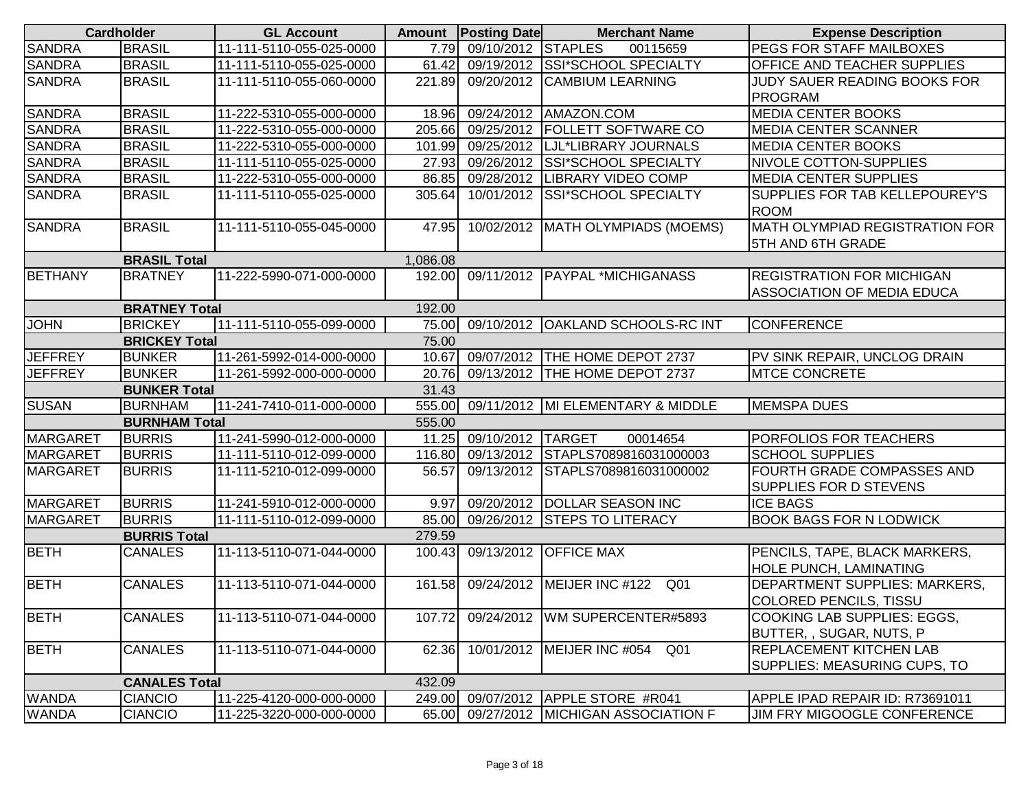| Cardholder | | GL Account | Amount | Posting Date | Merchant Name | Expense Description |
|---|---|---|---|---|---|---|
| SANDRA | BRASIL | 11-111-5110-055-025-0000 | 7.79 | 09/10/2012 | STAPLES 00115659 | PEGS FOR STAFF MAILBOXES |
| SANDRA | BRASIL | 11-111-5110-055-025-0000 | 61.42 | 09/19/2012 | SSI*SCHOOL SPECIALTY | OFFICE AND TEACHER SUPPLIES |
| SANDRA | BRASIL | 11-111-5110-055-060-0000 | 221.89 | 09/20/2012 | CAMBIUM LEARNING | JUDY SAUER READING BOOKS FOR PROGRAM |
| SANDRA | BRASIL | 11-222-5310-055-000-0000 | 18.96 | 09/24/2012 | AMAZON.COM | MEDIA CENTER BOOKS |
| SANDRA | BRASIL | 11-222-5310-055-000-0000 | 205.66 | 09/25/2012 | FOLLETT SOFTWARE CO | MEDIA CENTER SCANNER |
| SANDRA | BRASIL | 11-222-5310-055-000-0000 | 101.99 | 09/25/2012 | LJL*LIBRARY JOURNALS | MEDIA CENTER BOOKS |
| SANDRA | BRASIL | 11-111-5110-055-025-0000 | 27.93 | 09/26/2012 | SSI*SCHOOL SPECIALTY | NIVOLE COTTON-SUPPLIES |
| SANDRA | BRASIL | 11-222-5310-055-000-0000 | 86.85 | 09/28/2012 | LIBRARY VIDEO COMP | MEDIA CENTER SUPPLIES |
| SANDRA | BRASIL | 11-111-5110-055-025-0000 | 305.64 | 10/01/2012 | SSI*SCHOOL SPECIALTY | SUPPLIES FOR TAB KELLEPOUREY'S ROOM |
| SANDRA | BRASIL | 11-111-5110-055-045-0000 | 47.95 | 10/02/2012 | MATH OLYMPIADS (MOEMS) | MATH OLYMPIAD REGISTRATION FOR 5TH AND 6TH GRADE |
| | **BRASIL Total** | | 1,086.08 | | | |
| BETHANY | BRATNEY | 11-222-5990-071-000-0000 | 192.00 | 09/11/2012 | PAYPAL *MICHIGANASS | REGISTRATION FOR MICHIGAN ASSOCIATION OF MEDIA EDUCA |
| | **BRATNEY Total** | | 192.00 | | | |
| JOHN | BRICKEY | 11-111-5110-055-099-0000 | 75.00 | 09/10/2012 | OAKLAND SCHOOLS-RC INT | CONFERENCE |
| | **BRICKEY Total** | | 75.00 | | | |
| JEFFREY | BUNKER | 11-261-5992-014-000-0000 | 10.67 | 09/07/2012 | THE HOME DEPOT 2737 | PV SINK REPAIR, UNCLOG DRAIN |
| JEFFREY | BUNKER | 11-261-5992-000-000-0000 | 20.76 | 09/13/2012 | THE HOME DEPOT 2737 | MTCE CONCRETE |
| | **BUNKER Total** | | 31.43 | | | |
| SUSAN | BURNHAM | 11-241-7410-011-000-0000 | 555.00 | 09/11/2012 | MI ELEMENTARY & MIDDLE | MEMSPA DUES |
| | **BURNHAM Total** | | 555.00 | | | |
| MARGARET | BURRIS | 11-241-5990-012-000-0000 | 11.25 | 09/10/2012 | TARGET 00014654 | PORFOLIOS FOR TEACHERS |
| MARGARET | BURRIS | 11-111-5110-012-099-0000 | 116.80 | 09/13/2012 | STAPLS7089816031000003 | SCHOOL SUPPLIES |
| MARGARET | BURRIS | 11-111-5210-012-099-0000 | 56.57 | 09/13/2012 | STAPLS7089816031000002 | FOURTH GRADE COMPASSES AND SUPPLIES FOR D STEVENS |
| MARGARET | BURRIS | 11-241-5910-012-000-0000 | 9.97 | 09/20/2012 | DOLLAR SEASON INC | ICE BAGS |
| MARGARET | BURRIS | 11-111-5110-012-099-0000 | 85.00 | 09/26/2012 | STEPS TO LITERACY | BOOK BAGS FOR N LODWICK |
| | **BURRIS Total** | | 279.59 | | | |
| BETH | CANALES | 11-113-5110-071-044-0000 | 100.43 | 09/13/2012 | OFFICE MAX | PENCILS, TAPE, BLACK MARKERS, HOLE PUNCH, LAMINATING |
| BETH | CANALES | 11-113-5110-071-044-0000 | 161.58 | 09/24/2012 | MEIJER INC #122 Q01 | DEPARTMENT SUPPLIES: MARKERS, COLORED PENCILS, TISSU |
| BETH | CANALES | 11-113-5110-071-044-0000 | 107.72 | 09/24/2012 | WM SUPERCENTER#5893 | COOKING LAB SUPPLIES: EGGS, BUTTER, , SUGAR, NUTS, P |
| BETH | CANALES | 11-113-5110-071-044-0000 | 62.36 | 10/01/2012 | MEIJER INC #054 Q01 | REPLACEMENT KITCHEN LAB SUPPLIES: MEASURING CUPS, TO |
| | **CANALES Total** | | 432.09 | | | |
| WANDA | CIANCIO | 11-225-4120-000-000-0000 | 249.00 | 09/07/2012 | APPLE STORE #R041 | APPLE IPAD REPAIR ID: R73691011 |
| WANDA | CIANCIO | 11-225-3220-000-000-0000 | 65.00 | 09/27/2012 | MICHIGAN ASSOCIATION F | JIM FRY MIGOOGLE CONFERENCE |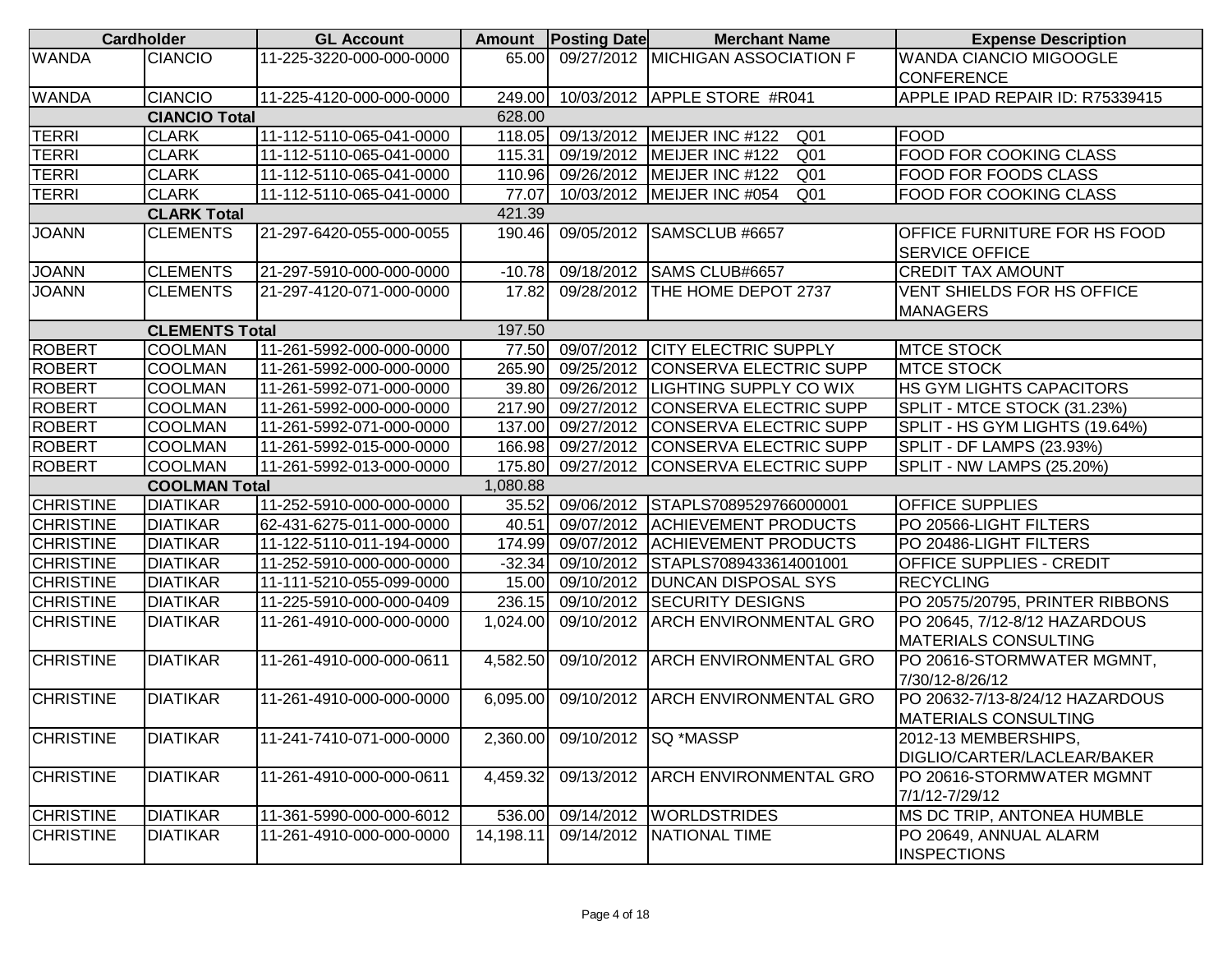| Cardholder | | GL Account | Amount | Posting Date | Merchant Name | Expense Description |
|---|---|---|---|---|---|---|
| WANDA | CIANCIO | 11-225-3220-000-000-0000 | 65.00 | 09/27/2012 | MICHIGAN ASSOCIATION F | WANDA CIANCIO MIGOOGLE CONFERENCE |
| WANDA | CIANCIO | 11-225-4120-000-000-0000 | 249.00 | 10/03/2012 | APPLE STORE #R041 | APPLE IPAD REPAIR ID: R75339415 |
| | **CIANCIO Total** | | 628.00 | | | |
| TERRI | CLARK | 11-112-5110-065-041-0000 | 118.05 | 09/13/2012 | MEIJER INC #122 Q01 | FOOD |
| TERRI | CLARK | 11-112-5110-065-041-0000 | 115.31 | 09/19/2012 | MEIJER INC #122 Q01 | FOOD FOR COOKING CLASS |
| TERRI | CLARK | 11-112-5110-065-041-0000 | 110.96 | 09/26/2012 | MEIJER INC #122 Q01 | FOOD FOR FOODS CLASS |
| TERRI | CLARK | 11-112-5110-065-041-0000 | 77.07 | 10/03/2012 | MEIJER INC #054 Q01 | FOOD FOR COOKING CLASS |
| | **CLARK Total** | | 421.39 | | | |
| JOANN | CLEMENTS | 21-297-6420-055-000-0055 | 190.46 | 09/05/2012 | SAMSCLUB #6657 | OFFICE FURNITURE FOR HS FOOD SERVICE OFFICE |
| JOANN | CLEMENTS | 21-297-5910-000-000-0000 | -10.78 | 09/18/2012 | SAMS CLUB#6657 | CREDIT TAX AMOUNT |
| JOANN | CLEMENTS | 21-297-4120-071-000-0000 | 17.82 | 09/28/2012 | THE HOME DEPOT 2737 | VENT SHIELDS FOR HS OFFICE MANAGERS |
| | **CLEMENTS Total** | | 197.50 | | | |
| ROBERT | COOLMAN | 11-261-5992-000-000-0000 | 77.50 | 09/07/2012 | CITY ELECTRIC SUPPLY | MTCE STOCK |
| ROBERT | COOLMAN | 11-261-5992-000-000-0000 | 265.90 | 09/25/2012 | CONSERVA ELECTRIC SUPP | MTCE STOCK |
| ROBERT | COOLMAN | 11-261-5992-071-000-0000 | 39.80 | 09/26/2012 | LIGHTING SUPPLY CO WIX | HS GYM LIGHTS CAPACITORS |
| ROBERT | COOLMAN | 11-261-5992-000-000-0000 | 217.90 | 09/27/2012 | CONSERVA ELECTRIC SUPP | SPLIT - MTCE STOCK (31.23%) |
| ROBERT | COOLMAN | 11-261-5992-071-000-0000 | 137.00 | 09/27/2012 | CONSERVA ELECTRIC SUPP | SPLIT - HS GYM LIGHTS (19.64%) |
| ROBERT | COOLMAN | 11-261-5992-015-000-0000 | 166.98 | 09/27/2012 | CONSERVA ELECTRIC SUPP | SPLIT - DF LAMPS (23.93%) |
| ROBERT | COOLMAN | 11-261-5992-013-000-0000 | 175.80 | 09/27/2012 | CONSERVA ELECTRIC SUPP | SPLIT - NW LAMPS (25.20%) |
| | **COOLMAN Total** | | 1,080.88 | | | |
| CHRISTINE | DIATIKAR | 11-252-5910-000-000-0000 | 35.52 | 09/06/2012 | STAPLS7089529766000001 | OFFICE SUPPLIES |
| CHRISTINE | DIATIKAR | 62-431-6275-011-000-0000 | 40.51 | 09/07/2012 | ACHIEVEMENT PRODUCTS | PO 20566-LIGHT FILTERS |
| CHRISTINE | DIATIKAR | 11-122-5110-011-194-0000 | 174.99 | 09/07/2012 | ACHIEVEMENT PRODUCTS | PO 20486-LIGHT FILTERS |
| CHRISTINE | DIATIKAR | 11-252-5910-000-000-0000 | -32.34 | 09/10/2012 | STAPLS7089433614001001 | OFFICE SUPPLIES - CREDIT |
| CHRISTINE | DIATIKAR | 11-111-5210-055-099-0000 | 15.00 | 09/10/2012 | DUNCAN DISPOSAL SYS | RECYCLING |
| CHRISTINE | DIATIKAR | 11-225-5910-000-000-0409 | 236.15 | 09/10/2012 | SECURITY DESIGNS | PO 20575/20795, PRINTER RIBBONS |
| CHRISTINE | DIATIKAR | 11-261-4910-000-000-0000 | 1,024.00 | 09/10/2012 | ARCH ENVIRONMENTAL GRO | PO 20645, 7/12-8/12 HAZARDOUS MATERIALS CONSULTING |
| CHRISTINE | DIATIKAR | 11-261-4910-000-000-0611 | 4,582.50 | 09/10/2012 | ARCH ENVIRONMENTAL GRO | PO 20616-STORMWATER MGMNT, 7/30/12-8/26/12 |
| CHRISTINE | DIATIKAR | 11-261-4910-000-000-0000 | 6,095.00 | 09/10/2012 | ARCH ENVIRONMENTAL GRO | PO 20632-7/13-8/24/12 HAZARDOUS MATERIALS CONSULTING |
| CHRISTINE | DIATIKAR | 11-241-7410-071-000-0000 | 2,360.00 | 09/10/2012 | SQ *MASSP | 2012-13 MEMBERSHIPS, DIGLIO/CARTER/LACLEAR/BAKER |
| CHRISTINE | DIATIKAR | 11-261-4910-000-000-0611 | 4,459.32 | 09/13/2012 | ARCH ENVIRONMENTAL GRO | PO 20616-STORMWATER MGMNT 7/1/12-7/29/12 |
| CHRISTINE | DIATIKAR | 11-361-5990-000-000-6012 | 536.00 | 09/14/2012 | WORLDSTRIDES | MS DC TRIP, ANTONEA HUMBLE |
| CHRISTINE | DIATIKAR | 11-261-4910-000-000-0000 | 14,198.11 | 09/14/2012 | NATIONAL TIME | PO 20649, ANNUAL ALARM INSPECTIONS |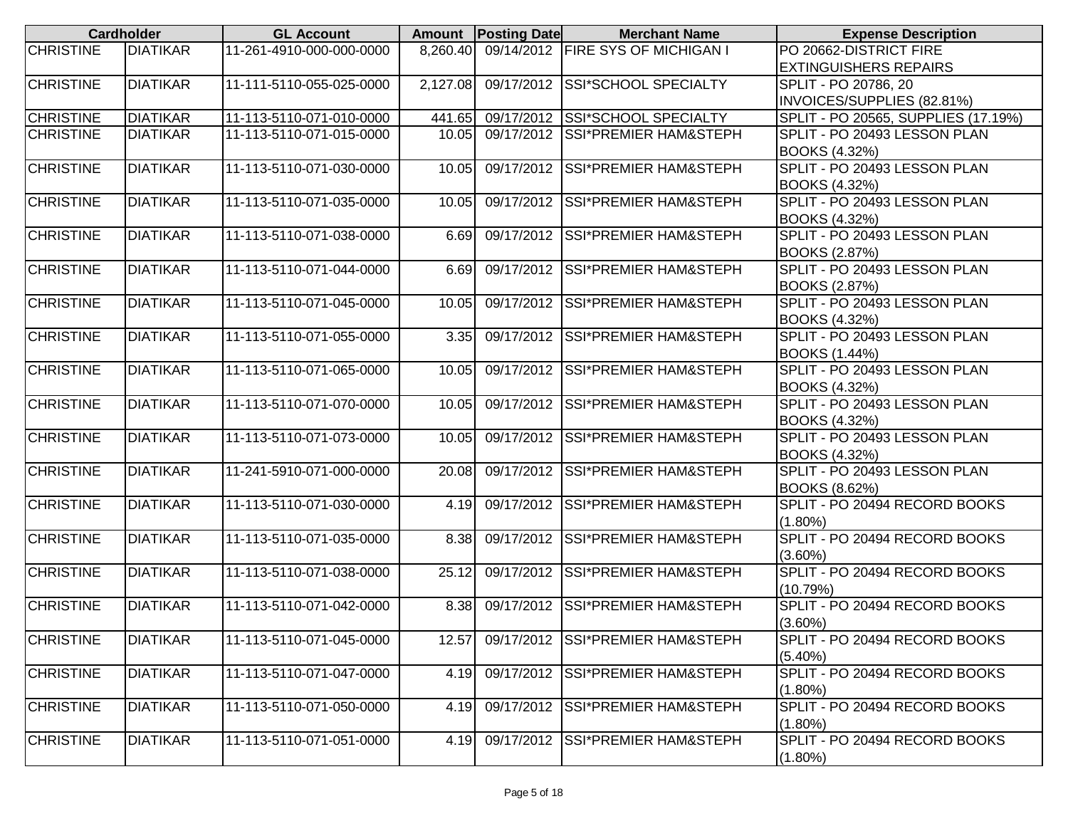| Cardholder | | GL Account | Amount | Posting Date | Merchant Name | Expense Description |
|---|---|---|---|---|---|---|
| CHRISTINE | DIATIKAR | 11-261-4910-000-000-0000 | 8,260.40 | 09/14/2012 | FIRE SYS OF MICHIGAN I | PO 20662-DISTRICT FIRE EXTINGUISHERS REPAIRS |
| CHRISTINE | DIATIKAR | 11-111-5110-055-025-0000 | 2,127.08 | 09/17/2012 | SSI*SCHOOL SPECIALTY | SPLIT - PO 20786, 20 INVOICES/SUPPLIES (82.81%) |
| CHRISTINE | DIATIKAR | 11-113-5110-071-010-0000 | 441.65 | 09/17/2012 | SSI*SCHOOL SPECIALTY | SPLIT - PO 20565, SUPPLIES (17.19%) |
| CHRISTINE | DIATIKAR | 11-113-5110-071-015-0000 | 10.05 | 09/17/2012 | SSI*PREMIER HAM&STEPH | SPLIT - PO 20493 LESSON PLAN BOOKS (4.32%) |
| CHRISTINE | DIATIKAR | 11-113-5110-071-030-0000 | 10.05 | 09/17/2012 | SSI*PREMIER HAM&STEPH | SPLIT - PO 20493 LESSON PLAN BOOKS (4.32%) |
| CHRISTINE | DIATIKAR | 11-113-5110-071-035-0000 | 10.05 | 09/17/2012 | SSI*PREMIER HAM&STEPH | SPLIT - PO 20493 LESSON PLAN BOOKS (4.32%) |
| CHRISTINE | DIATIKAR | 11-113-5110-071-038-0000 | 6.69 | 09/17/2012 | SSI*PREMIER HAM&STEPH | SPLIT - PO 20493 LESSON PLAN BOOKS (2.87%) |
| CHRISTINE | DIATIKAR | 11-113-5110-071-044-0000 | 6.69 | 09/17/2012 | SSI*PREMIER HAM&STEPH | SPLIT - PO 20493 LESSON PLAN BOOKS (2.87%) |
| CHRISTINE | DIATIKAR | 11-113-5110-071-045-0000 | 10.05 | 09/17/2012 | SSI*PREMIER HAM&STEPH | SPLIT - PO 20493 LESSON PLAN BOOKS (4.32%) |
| CHRISTINE | DIATIKAR | 11-113-5110-071-055-0000 | 3.35 | 09/17/2012 | SSI*PREMIER HAM&STEPH | SPLIT - PO 20493 LESSON PLAN BOOKS (1.44%) |
| CHRISTINE | DIATIKAR | 11-113-5110-071-065-0000 | 10.05 | 09/17/2012 | SSI*PREMIER HAM&STEPH | SPLIT - PO 20493 LESSON PLAN BOOKS (4.32%) |
| CHRISTINE | DIATIKAR | 11-113-5110-071-070-0000 | 10.05 | 09/17/2012 | SSI*PREMIER HAM&STEPH | SPLIT - PO 20493 LESSON PLAN BOOKS (4.32%) |
| CHRISTINE | DIATIKAR | 11-113-5110-071-073-0000 | 10.05 | 09/17/2012 | SSI*PREMIER HAM&STEPH | SPLIT - PO 20493 LESSON PLAN BOOKS (4.32%) |
| CHRISTINE | DIATIKAR | 11-241-5910-071-000-0000 | 20.08 | 09/17/2012 | SSI*PREMIER HAM&STEPH | SPLIT - PO 20493 LESSON PLAN BOOKS (8.62%) |
| CHRISTINE | DIATIKAR | 11-113-5110-071-030-0000 | 4.19 | 09/17/2012 | SSI*PREMIER HAM&STEPH | SPLIT - PO 20494 RECORD BOOKS (1.80%) |
| CHRISTINE | DIATIKAR | 11-113-5110-071-035-0000 | 8.38 | 09/17/2012 | SSI*PREMIER HAM&STEPH | SPLIT - PO 20494 RECORD BOOKS (3.60%) |
| CHRISTINE | DIATIKAR | 11-113-5110-071-038-0000 | 25.12 | 09/17/2012 | SSI*PREMIER HAM&STEPH | SPLIT - PO 20494 RECORD BOOKS (10.79%) |
| CHRISTINE | DIATIKAR | 11-113-5110-071-042-0000 | 8.38 | 09/17/2012 | SSI*PREMIER HAM&STEPH | SPLIT - PO 20494 RECORD BOOKS (3.60%) |
| CHRISTINE | DIATIKAR | 11-113-5110-071-045-0000 | 12.57 | 09/17/2012 | SSI*PREMIER HAM&STEPH | SPLIT - PO 20494 RECORD BOOKS (5.40%) |
| CHRISTINE | DIATIKAR | 11-113-5110-071-047-0000 | 4.19 | 09/17/2012 | SSI*PREMIER HAM&STEPH | SPLIT - PO 20494 RECORD BOOKS (1.80%) |
| CHRISTINE | DIATIKAR | 11-113-5110-071-050-0000 | 4.19 | 09/17/2012 | SSI*PREMIER HAM&STEPH | SPLIT - PO 20494 RECORD BOOKS (1.80%) |
| CHRISTINE | DIATIKAR | 11-113-5110-071-051-0000 | 4.19 | 09/17/2012 | SSI*PREMIER HAM&STEPH | SPLIT - PO 20494 RECORD BOOKS (1.80%) |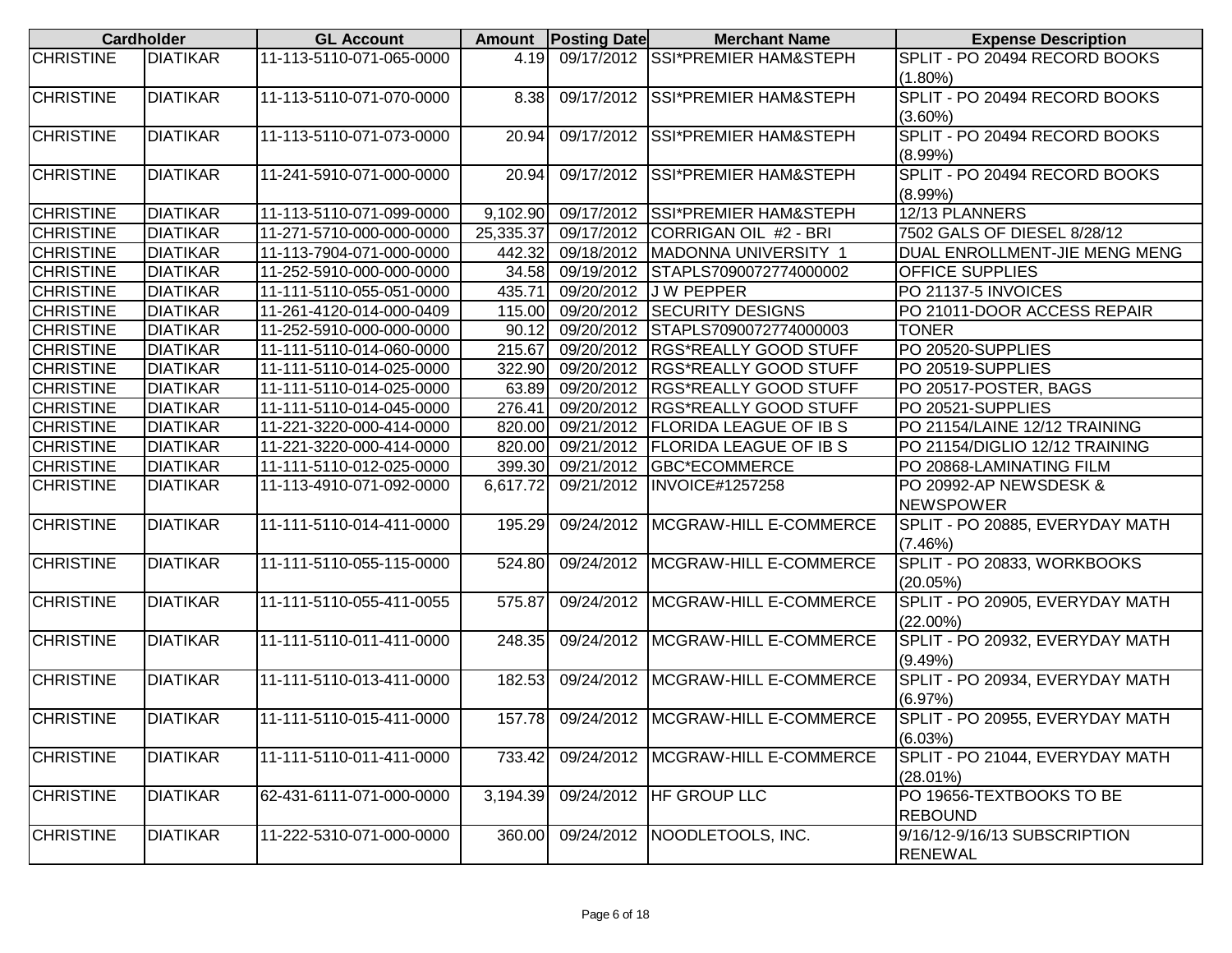| Cardholder | | GL Account | Amount | Posting Date | Merchant Name | Expense Description |
|---|---|---|---|---|---|---|
| CHRISTINE | DIATIKAR | 11-113-5110-071-065-0000 | 4.19 | 09/17/2012 | SSI*PREMIER HAM&STEPH | SPLIT - PO 20494 RECORD BOOKS (1.80%) |
| CHRISTINE | DIATIKAR | 11-113-5110-071-070-0000 | 8.38 | 09/17/2012 | SSI*PREMIER HAM&STEPH | SPLIT - PO 20494 RECORD BOOKS (3.60%) |
| CHRISTINE | DIATIKAR | 11-113-5110-071-073-0000 | 20.94 | 09/17/2012 | SSI*PREMIER HAM&STEPH | SPLIT - PO 20494 RECORD BOOKS (8.99%) |
| CHRISTINE | DIATIKAR | 11-241-5910-071-000-0000 | 20.94 | 09/17/2012 | SSI*PREMIER HAM&STEPH | SPLIT - PO 20494 RECORD BOOKS (8.99%) |
| CHRISTINE | DIATIKAR | 11-113-5110-071-099-0000 | 9,102.90 | 09/17/2012 | SSI*PREMIER HAM&STEPH | 12/13 PLANNERS |
| CHRISTINE | DIATIKAR | 11-271-5710-000-000-0000 | 25,335.37 | 09/17/2012 | CORRIGAN OIL #2 - BRI | 7502 GALS OF DIESEL 8/28/12 |
| CHRISTINE | DIATIKAR | 11-113-7904-071-000-0000 | 442.32 | 09/18/2012 | MADONNA UNIVERSITY 1 | DUAL ENROLLMENT-JIE MENG MENG |
| CHRISTINE | DIATIKAR | 11-252-5910-000-000-0000 | 34.58 | 09/19/2012 | STAPLS7090072774000002 | OFFICE SUPPLIES |
| CHRISTINE | DIATIKAR | 11-111-5110-055-051-0000 | 435.71 | 09/20/2012 | J W PEPPER | PO 21137-5 INVOICES |
| CHRISTINE | DIATIKAR | 11-261-4120-014-000-0409 | 115.00 | 09/20/2012 | SECURITY DESIGNS | PO 21011-DOOR ACCESS REPAIR |
| CHRISTINE | DIATIKAR | 11-252-5910-000-000-0000 | 90.12 | 09/20/2012 | STAPLS7090072774000003 | TONER |
| CHRISTINE | DIATIKAR | 11-111-5110-014-060-0000 | 215.67 | 09/20/2012 | RGS*REALLY GOOD STUFF | PO 20520-SUPPLIES |
| CHRISTINE | DIATIKAR | 11-111-5110-014-025-0000 | 322.90 | 09/20/2012 | RGS*REALLY GOOD STUFF | PO 20519-SUPPLIES |
| CHRISTINE | DIATIKAR | 11-111-5110-014-025-0000 | 63.89 | 09/20/2012 | RGS*REALLY GOOD STUFF | PO 20517-POSTER, BAGS |
| CHRISTINE | DIATIKAR | 11-111-5110-014-045-0000 | 276.41 | 09/20/2012 | RGS*REALLY GOOD STUFF | PO 20521-SUPPLIES |
| CHRISTINE | DIATIKAR | 11-221-3220-000-414-0000 | 820.00 | 09/21/2012 | FLORIDA LEAGUE OF IB S | PO 21154/LAINE 12/12 TRAINING |
| CHRISTINE | DIATIKAR | 11-221-3220-000-414-0000 | 820.00 | 09/21/2012 | FLORIDA LEAGUE OF IB S | PO 21154/DIGLIO 12/12 TRAINING |
| CHRISTINE | DIATIKAR | 11-111-5110-012-025-0000 | 399.30 | 09/21/2012 | GBC*ECOMMERCE | PO 20868-LAMINATING FILM |
| CHRISTINE | DIATIKAR | 11-113-4910-071-092-0000 | 6,617.72 | 09/21/2012 | INVOICE#1257258 | PO 20992-AP NEWSDESK & NEWSPOWER |
| CHRISTINE | DIATIKAR | 11-111-5110-014-411-0000 | 195.29 | 09/24/2012 | MCGRAW-HILL E-COMMERCE | SPLIT - PO 20885, EVERYDAY MATH (7.46%) |
| CHRISTINE | DIATIKAR | 11-111-5110-055-115-0000 | 524.80 | 09/24/2012 | MCGRAW-HILL E-COMMERCE | SPLIT - PO 20833, WORKBOOKS (20.05%) |
| CHRISTINE | DIATIKAR | 11-111-5110-055-411-0055 | 575.87 | 09/24/2012 | MCGRAW-HILL E-COMMERCE | SPLIT - PO 20905, EVERYDAY MATH (22.00%) |
| CHRISTINE | DIATIKAR | 11-111-5110-011-411-0000 | 248.35 | 09/24/2012 | MCGRAW-HILL E-COMMERCE | SPLIT - PO 20932, EVERYDAY MATH (9.49%) |
| CHRISTINE | DIATIKAR | 11-111-5110-013-411-0000 | 182.53 | 09/24/2012 | MCGRAW-HILL E-COMMERCE | SPLIT - PO 20934, EVERYDAY MATH (6.97%) |
| CHRISTINE | DIATIKAR | 11-111-5110-015-411-0000 | 157.78 | 09/24/2012 | MCGRAW-HILL E-COMMERCE | SPLIT - PO 20955, EVERYDAY MATH (6.03%) |
| CHRISTINE | DIATIKAR | 11-111-5110-011-411-0000 | 733.42 | 09/24/2012 | MCGRAW-HILL E-COMMERCE | SPLIT - PO 21044, EVERYDAY MATH (28.01%) |
| CHRISTINE | DIATIKAR | 62-431-6111-071-000-0000 | 3,194.39 | 09/24/2012 | HF GROUP LLC | PO 19656-TEXTBOOKS TO BE REBOUND |
| CHRISTINE | DIATIKAR | 11-222-5310-071-000-0000 | 360.00 | 09/24/2012 | NOODLETOOLS, INC. | 9/16/12-9/16/13 SUBSCRIPTION RENEWAL |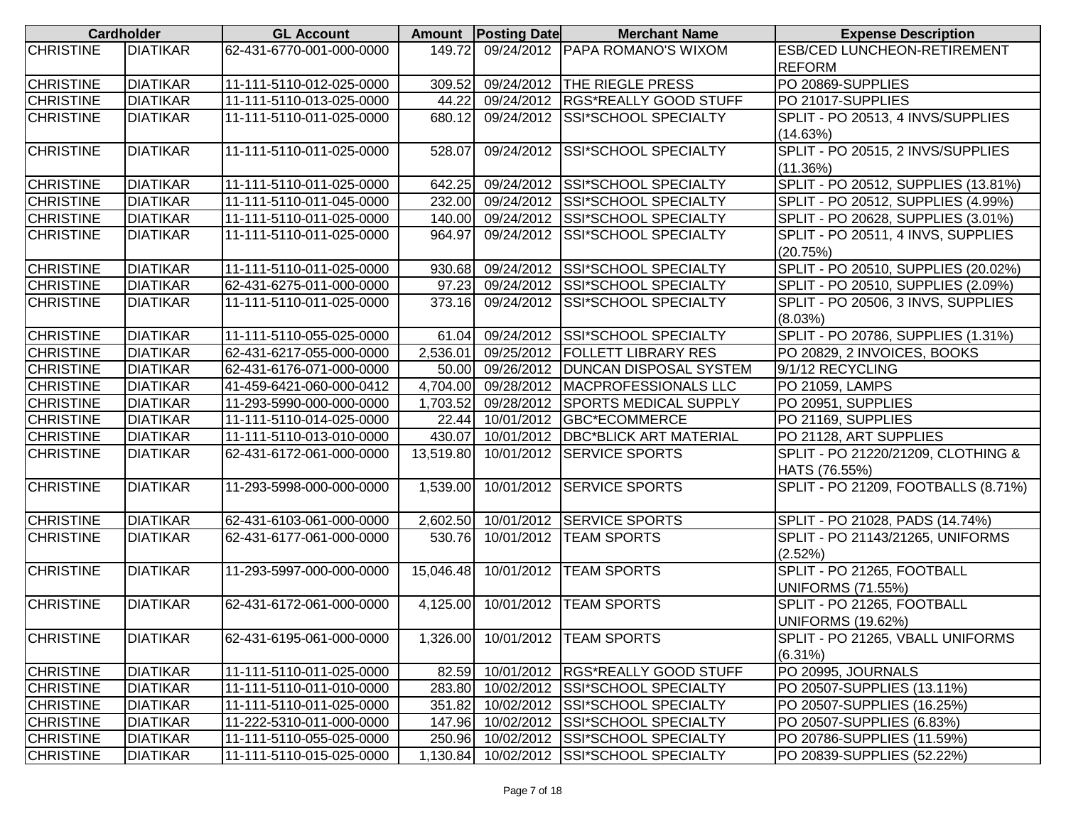| Cardholder | | GL Account | Amount | Posting Date | Merchant Name | Expense Description |
|---|---|---|---|---|---|---|
| CHRISTINE | DIATIKAR | 62-431-6770-001-000-0000 | 149.72 | 09/24/2012 | PAPA ROMANO'S WIXOM | ESB/CED LUNCHEON-RETIREMENT REFORM |
| CHRISTINE | DIATIKAR | 11-111-5110-012-025-0000 | 309.52 | 09/24/2012 | THE RIEGLE PRESS | PO 20869-SUPPLIES |
| CHRISTINE | DIATIKAR | 11-111-5110-013-025-0000 | 44.22 | 09/24/2012 | RGS*REALLY GOOD STUFF | PO 21017-SUPPLIES |
| CHRISTINE | DIATIKAR | 11-111-5110-011-025-0000 | 680.12 | 09/24/2012 | SSI*SCHOOL SPECIALTY | SPLIT - PO 20513, 4 INVS/SUPPLIES (14.63%) |
| CHRISTINE | DIATIKAR | 11-111-5110-011-025-0000 | 528.07 | 09/24/2012 | SSI*SCHOOL SPECIALTY | SPLIT - PO 20515, 2 INVS/SUPPLIES (11.36%) |
| CHRISTINE | DIATIKAR | 11-111-5110-011-025-0000 | 642.25 | 09/24/2012 | SSI*SCHOOL SPECIALTY | SPLIT - PO 20512, SUPPLIES (13.81%) |
| CHRISTINE | DIATIKAR | 11-111-5110-011-045-0000 | 232.00 | 09/24/2012 | SSI*SCHOOL SPECIALTY | SPLIT - PO 20512, SUPPLIES (4.99%) |
| CHRISTINE | DIATIKAR | 11-111-5110-011-025-0000 | 140.00 | 09/24/2012 | SSI*SCHOOL SPECIALTY | SPLIT - PO 20628, SUPPLIES (3.01%) |
| CHRISTINE | DIATIKAR | 11-111-5110-011-025-0000 | 964.97 | 09/24/2012 | SSI*SCHOOL SPECIALTY | SPLIT - PO 20511, 4 INVS, SUPPLIES (20.75%) |
| CHRISTINE | DIATIKAR | 11-111-5110-011-025-0000 | 930.68 | 09/24/2012 | SSI*SCHOOL SPECIALTY | SPLIT - PO 20510, SUPPLIES (20.02%) |
| CHRISTINE | DIATIKAR | 62-431-6275-011-000-0000 | 97.23 | 09/24/2012 | SSI*SCHOOL SPECIALTY | SPLIT - PO 20510, SUPPLIES (2.09%) |
| CHRISTINE | DIATIKAR | 11-111-5110-011-025-0000 | 373.16 | 09/24/2012 | SSI*SCHOOL SPECIALTY | SPLIT - PO 20506, 3 INVS, SUPPLIES (8.03%) |
| CHRISTINE | DIATIKAR | 11-111-5110-055-025-0000 | 61.04 | 09/24/2012 | SSI*SCHOOL SPECIALTY | SPLIT - PO 20786, SUPPLIES (1.31%) |
| CHRISTINE | DIATIKAR | 62-431-6217-055-000-0000 | 2,536.01 | 09/25/2012 | FOLLETT LIBRARY RES | PO 20829, 2 INVOICES, BOOKS |
| CHRISTINE | DIATIKAR | 62-431-6176-071-000-0000 | 50.00 | 09/26/2012 | DUNCAN DISPOSAL SYSTEM | 9/1/12 RECYCLING |
| CHRISTINE | DIATIKAR | 41-459-6421-060-000-0412 | 4,704.00 | 09/28/2012 | MACPROFESSIONALS LLC | PO 21059, LAMPS |
| CHRISTINE | DIATIKAR | 11-293-5990-000-000-0000 | 1,703.52 | 09/28/2012 | SPORTS MEDICAL SUPPLY | PO 20951, SUPPLIES |
| CHRISTINE | DIATIKAR | 11-111-5110-014-025-0000 | 22.44 | 10/01/2012 | GBC*ECOMMERCE | PO 21169, SUPPLIES |
| CHRISTINE | DIATIKAR | 11-111-5110-013-010-0000 | 430.07 | 10/01/2012 | DBC*BLICK ART MATERIAL | PO 21128, ART SUPPLIES |
| CHRISTINE | DIATIKAR | 62-431-6172-061-000-0000 | 13,519.80 | 10/01/2012 | SERVICE SPORTS | SPLIT - PO 21220/21209, CLOTHING & HATS (76.55%) |
| CHRISTINE | DIATIKAR | 11-293-5998-000-000-0000 | 1,539.00 | 10/01/2012 | SERVICE SPORTS | SPLIT - PO 21209, FOOTBALLS (8.71%) |
| CHRISTINE | DIATIKAR | 62-431-6103-061-000-0000 | 2,602.50 | 10/01/2012 | SERVICE SPORTS | SPLIT - PO 21028, PADS (14.74%) |
| CHRISTINE | DIATIKAR | 62-431-6177-061-000-0000 | 530.76 | 10/01/2012 | TEAM SPORTS | SPLIT - PO 21143/21265, UNIFORMS (2.52%) |
| CHRISTINE | DIATIKAR | 11-293-5997-000-000-0000 | 15,046.48 | 10/01/2012 | TEAM SPORTS | SPLIT - PO 21265, FOOTBALL UNIFORMS (71.55%) |
| CHRISTINE | DIATIKAR | 62-431-6172-061-000-0000 | 4,125.00 | 10/01/2012 | TEAM SPORTS | SPLIT - PO 21265, FOOTBALL UNIFORMS (19.62%) |
| CHRISTINE | DIATIKAR | 62-431-6195-061-000-0000 | 1,326.00 | 10/01/2012 | TEAM SPORTS | SPLIT - PO 21265, VBALL UNIFORMS (6.31%) |
| CHRISTINE | DIATIKAR | 11-111-5110-011-025-0000 | 82.59 | 10/01/2012 | RGS*REALLY GOOD STUFF | PO 20995, JOURNALS |
| CHRISTINE | DIATIKAR | 11-111-5110-011-010-0000 | 283.80 | 10/02/2012 | SSI*SCHOOL SPECIALTY | PO 20507-SUPPLIES (13.11%) |
| CHRISTINE | DIATIKAR | 11-111-5110-011-025-0000 | 351.82 | 10/02/2012 | SSI*SCHOOL SPECIALTY | PO 20507-SUPPLIES (16.25%) |
| CHRISTINE | DIATIKAR | 11-222-5310-011-000-0000 | 147.96 | 10/02/2012 | SSI*SCHOOL SPECIALTY | PO 20507-SUPPLIES (6.83%) |
| CHRISTINE | DIATIKAR | 11-111-5110-055-025-0000 | 250.96 | 10/02/2012 | SSI*SCHOOL SPECIALTY | PO 20786-SUPPLIES (11.59%) |
| CHRISTINE | DIATIKAR | 11-111-5110-015-025-0000 | 1,130.84 | 10/02/2012 | SSI*SCHOOL SPECIALTY | PO 20839-SUPPLIES (52.22%) |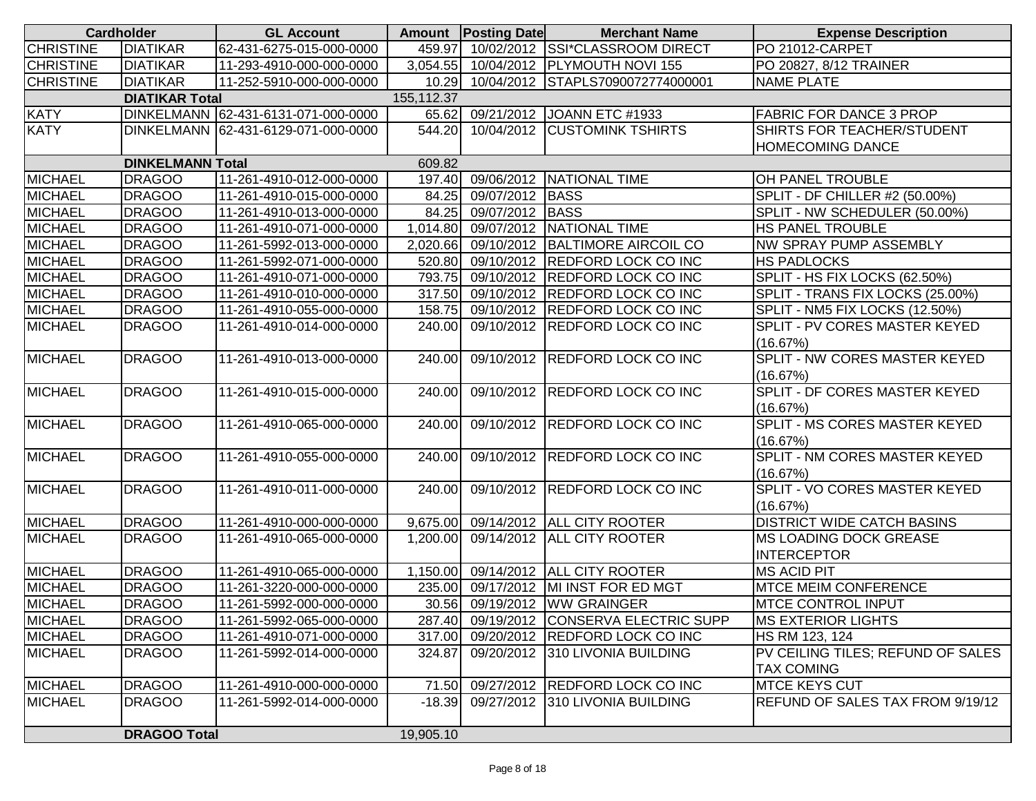| Cardholder | | GL Account | Amount | Posting Date | Merchant Name | Expense Description |
|---|---|---|---|---|---|---|
| CHRISTINE | DIATIKAR | 62-431-6275-015-000-0000 | 459.97 | 10/02/2012 | SSI*CLASSROOM DIRECT | PO 21012-CARPET |
| CHRISTINE | DIATIKAR | 11-293-4910-000-000-0000 | 3,054.55 | 10/04/2012 | PLYMOUTH NOVI 155 | PO 20827, 8/12 TRAINER |
| CHRISTINE | DIATIKAR | 11-252-5910-000-000-0000 | 10.29 | 10/04/2012 | STAPLS7090072774000001 | NAME PLATE |
| | **DIATIKAR Total** | | 155,112.37 | | | |
| KATY | DINKELMANN | 62-431-6131-071-000-0000 | 65.62 | 09/21/2012 | JOANN ETC #1933 | FABRIC FOR DANCE 3 PROP |
| KATY | DINKELMANN | 62-431-6129-071-000-0000 | 544.20 | 10/04/2012 | CUSTOMINK TSHIRTS | SHIRTS FOR TEACHER/STUDENT HOMECOMING DANCE |
| | **DINKELMANN Total** | | 609.82 | | | |
| MICHAEL | DRAGOO | 11-261-4910-012-000-0000 | 197.40 | 09/06/2012 | NATIONAL TIME | OH PANEL TROUBLE |
| MICHAEL | DRAGOO | 11-261-4910-015-000-0000 | 84.25 | 09/07/2012 | BASS | SPLIT - DF CHILLER #2 (50.00%) |
| MICHAEL | DRAGOO | 11-261-4910-013-000-0000 | 84.25 | 09/07/2012 | BASS | SPLIT - NW SCHEDULER (50.00%) |
| MICHAEL | DRAGOO | 11-261-4910-071-000-0000 | 1,014.80 | 09/07/2012 | NATIONAL TIME | HS PANEL TROUBLE |
| MICHAEL | DRAGOO | 11-261-5992-013-000-0000 | 2,020.66 | 09/10/2012 | BALTIMORE AIRCOIL CO | NW SPRAY PUMP ASSEMBLY |
| MICHAEL | DRAGOO | 11-261-5992-071-000-0000 | 520.80 | 09/10/2012 | REDFORD LOCK CO INC | HS PADLOCKS |
| MICHAEL | DRAGOO | 11-261-4910-071-000-0000 | 793.75 | 09/10/2012 | REDFORD LOCK CO INC | SPLIT - HS FIX LOCKS (62.50%) |
| MICHAEL | DRAGOO | 11-261-4910-010-000-0000 | 317.50 | 09/10/2012 | REDFORD LOCK CO INC | SPLIT - TRANS FIX LOCKS (25.00%) |
| MICHAEL | DRAGOO | 11-261-4910-055-000-0000 | 158.75 | 09/10/2012 | REDFORD LOCK CO INC | SPLIT - NM5 FIX LOCKS (12.50%) |
| MICHAEL | DRAGOO | 11-261-4910-014-000-0000 | 240.00 | 09/10/2012 | REDFORD LOCK CO INC | SPLIT - PV CORES MASTER KEYED (16.67%) |
| MICHAEL | DRAGOO | 11-261-4910-013-000-0000 | 240.00 | 09/10/2012 | REDFORD LOCK CO INC | SPLIT - NW CORES MASTER KEYED (16.67%) |
| MICHAEL | DRAGOO | 11-261-4910-015-000-0000 | 240.00 | 09/10/2012 | REDFORD LOCK CO INC | SPLIT - DF CORES MASTER KEYED (16.67%) |
| MICHAEL | DRAGOO | 11-261-4910-065-000-0000 | 240.00 | 09/10/2012 | REDFORD LOCK CO INC | SPLIT - MS CORES MASTER KEYED (16.67%) |
| MICHAEL | DRAGOO | 11-261-4910-055-000-0000 | 240.00 | 09/10/2012 | REDFORD LOCK CO INC | SPLIT - NM CORES MASTER KEYED (16.67%) |
| MICHAEL | DRAGOO | 11-261-4910-011-000-0000 | 240.00 | 09/10/2012 | REDFORD LOCK CO INC | SPLIT - VO CORES MASTER KEYED (16.67%) |
| MICHAEL | DRAGOO | 11-261-4910-000-000-0000 | 9,675.00 | 09/14/2012 | ALL CITY ROOTER | DISTRICT WIDE CATCH BASINS |
| MICHAEL | DRAGOO | 11-261-4910-065-000-0000 | 1,200.00 | 09/14/2012 | ALL CITY ROOTER | MS LOADING DOCK GREASE INTERCEPTOR |
| MICHAEL | DRAGOO | 11-261-4910-065-000-0000 | 1,150.00 | 09/14/2012 | ALL CITY ROOTER | MS ACID PIT |
| MICHAEL | DRAGOO | 11-261-3220-000-000-0000 | 235.00 | 09/17/2012 | MI INST FOR ED MGT | MTCE MEIM CONFERENCE |
| MICHAEL | DRAGOO | 11-261-5992-000-000-0000 | 30.56 | 09/19/2012 | WW GRAINGER | MTCE CONTROL INPUT |
| MICHAEL | DRAGOO | 11-261-5992-065-000-0000 | 287.40 | 09/19/2012 | CONSERVA ELECTRIC SUPP | MS EXTERIOR LIGHTS |
| MICHAEL | DRAGOO | 11-261-4910-071-000-0000 | 317.00 | 09/20/2012 | REDFORD LOCK CO INC | HS RM 123, 124 |
| MICHAEL | DRAGOO | 11-261-5992-014-000-0000 | 324.87 | 09/20/2012 | 310 LIVONIA BUILDING | PV CEILING TILES; REFUND OF SALES TAX COMING |
| MICHAEL | DRAGOO | 11-261-4910-000-000-0000 | 71.50 | 09/27/2012 | REDFORD LOCK CO INC | MTCE KEYS CUT |
| MICHAEL | DRAGOO | 11-261-5992-014-000-0000 | -18.39 | 09/27/2012 | 310 LIVONIA BUILDING | REFUND OF SALES TAX FROM 9/19/12 |
| | **DRAGOO Total** | | 19,905.10 | | | |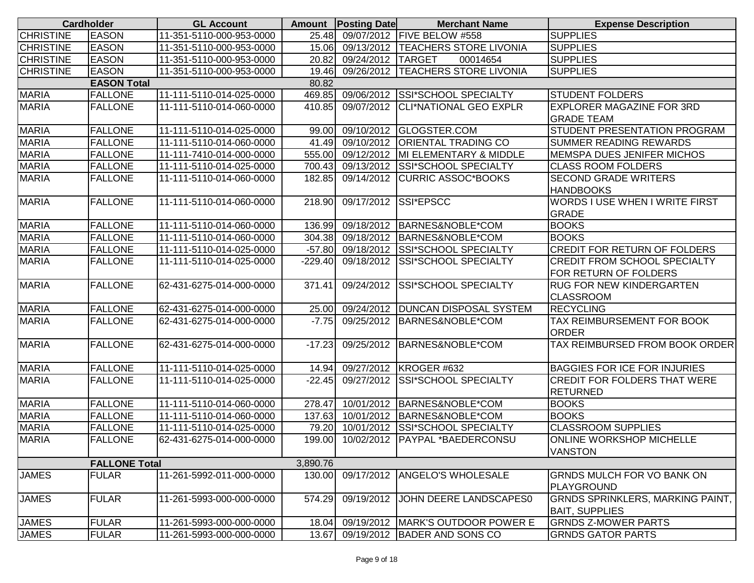| Cardholder | | GL Account | Amount | Posting Date | Merchant Name | Expense Description |
|---|---|---|---|---|---|---|
| CHRISTINE | EASON | 11-351-5110-000-953-0000 | 25.48 | 09/07/2012 | FIVE BELOW #558 | SUPPLIES |
| CHRISTINE | EASON | 11-351-5110-000-953-0000 | 15.06 | 09/13/2012 | TEACHERS STORE LIVONIA | SUPPLIES |
| CHRISTINE | EASON | 11-351-5110-000-953-0000 | 20.82 | 09/24/2012 | TARGET 00014654 | SUPPLIES |
| CHRISTINE | EASON | 11-351-5110-000-953-0000 | 19.46 | 09/26/2012 | TEACHERS STORE LIVONIA | SUPPLIES |
| | EASON Total | | 80.82 | | | |
| MARIA | FALLONE | 11-111-5110-014-025-0000 | 469.85 | 09/06/2012 | SSI*SCHOOL SPECIALTY | STUDENT FOLDERS |
| MARIA | FALLONE | 11-111-5110-014-060-0000 | 410.85 | 09/07/2012 | CLI*NATIONAL GEO EXPLR | EXPLORER MAGAZINE FOR 3RD GRADE TEAM |
| MARIA | FALLONE | 11-111-5110-014-025-0000 | 99.00 | 09/10/2012 | GLOGSTER.COM | STUDENT PRESENTATION PROGRAM |
| MARIA | FALLONE | 11-111-5110-014-060-0000 | 41.49 | 09/10/2012 | ORIENTAL TRADING CO | SUMMER READING REWARDS |
| MARIA | FALLONE | 11-111-7410-014-000-0000 | 555.00 | 09/12/2012 | MI ELEMENTARY & MIDDLE | MEMSPA DUES JENIFER MICHOS |
| MARIA | FALLONE | 11-111-5110-014-025-0000 | 700.43 | 09/13/2012 | SSI*SCHOOL SPECIALTY | CLASS ROOM FOLDERS |
| MARIA | FALLONE | 11-111-5110-014-060-0000 | 182.85 | 09/14/2012 | CURRIC ASSOC*BOOKS | SECOND GRADE WRITERS HANDBOOKS |
| MARIA | FALLONE | 11-111-5110-014-060-0000 | 218.90 | 09/17/2012 | SSI*EPSCC | WORDS I USE WHEN I WRITE FIRST GRADE |
| MARIA | FALLONE | 11-111-5110-014-060-0000 | 136.99 | 09/18/2012 | BARNES&NOBLE*COM | BOOKS |
| MARIA | FALLONE | 11-111-5110-014-060-0000 | 304.38 | 09/18/2012 | BARNES&NOBLE*COM | BOOKS |
| MARIA | FALLONE | 11-111-5110-014-025-0000 | -57.80 | 09/18/2012 | SSI*SCHOOL SPECIALTY | CREDIT FOR RETURN OF FOLDERS |
| MARIA | FALLONE | 11-111-5110-014-025-0000 | -229.40 | 09/18/2012 | SSI*SCHOOL SPECIALTY | CREDIT FROM SCHOOL SPECIALTY FOR RETURN OF FOLDERS |
| MARIA | FALLONE | 62-431-6275-014-000-0000 | 371.41 | 09/24/2012 | SSI*SCHOOL SPECIALTY | RUG FOR NEW KINDERGARTEN CLASSROOM |
| MARIA | FALLONE | 62-431-6275-014-000-0000 | 25.00 | 09/24/2012 | DUNCAN DISPOSAL SYSTEM | RECYCLING |
| MARIA | FALLONE | 62-431-6275-014-000-0000 | -7.75 | 09/25/2012 | BARNES&NOBLE*COM | TAX REIMBURSEMENT FOR BOOK ORDER |
| MARIA | FALLONE | 62-431-6275-014-000-0000 | -17.23 | 09/25/2012 | BARNES&NOBLE*COM | TAX REIMBURSED FROM BOOK ORDER |
| MARIA | FALLONE | 11-111-5110-014-025-0000 | 14.94 | 09/27/2012 | KROGER #632 | BAGGIES FOR ICE FOR INJURIES |
| MARIA | FALLONE | 11-111-5110-014-025-0000 | -22.45 | 09/27/2012 | SSI*SCHOOL SPECIALTY | CREDIT FOR FOLDERS THAT WERE RETURNED |
| MARIA | FALLONE | 11-111-5110-014-060-0000 | 278.47 | 10/01/2012 | BARNES&NOBLE*COM | BOOKS |
| MARIA | FALLONE | 11-111-5110-014-060-0000 | 137.63 | 10/01/2012 | BARNES&NOBLE*COM | BOOKS |
| MARIA | FALLONE | 11-111-5110-014-025-0000 | 79.20 | 10/01/2012 | SSI*SCHOOL SPECIALTY | CLASSROOM SUPPLIES |
| MARIA | FALLONE | 62-431-6275-014-000-0000 | 199.00 | 10/02/2012 | PAYPAL *BAEDERCONSU | ONLINE WORKSHOP MICHELLE VANSTON |
| | FALLONE Total | | 3,890.76 | | | |
| JAMES | FULAR | 11-261-5992-011-000-0000 | 130.00 | 09/17/2012 | ANGELO'S WHOLESALE | GRNDS MULCH FOR VO BANK ON PLAYGROUND |
| JAMES | FULAR | 11-261-5993-000-000-0000 | 574.29 | 09/19/2012 | JOHN DEERE LANDSCAPES0 | GRNDS SPRINKLERS, MARKING PAINT, BAIT, SUPPLIES |
| JAMES | FULAR | 11-261-5993-000-000-0000 | 18.04 | 09/19/2012 | MARK'S OUTDOOR POWER E | GRNDS Z-MOWER PARTS |
| JAMES | FULAR | 11-261-5993-000-000-0000 | 13.67 | 09/19/2012 | BADER AND SONS CO | GRNDS GATOR PARTS |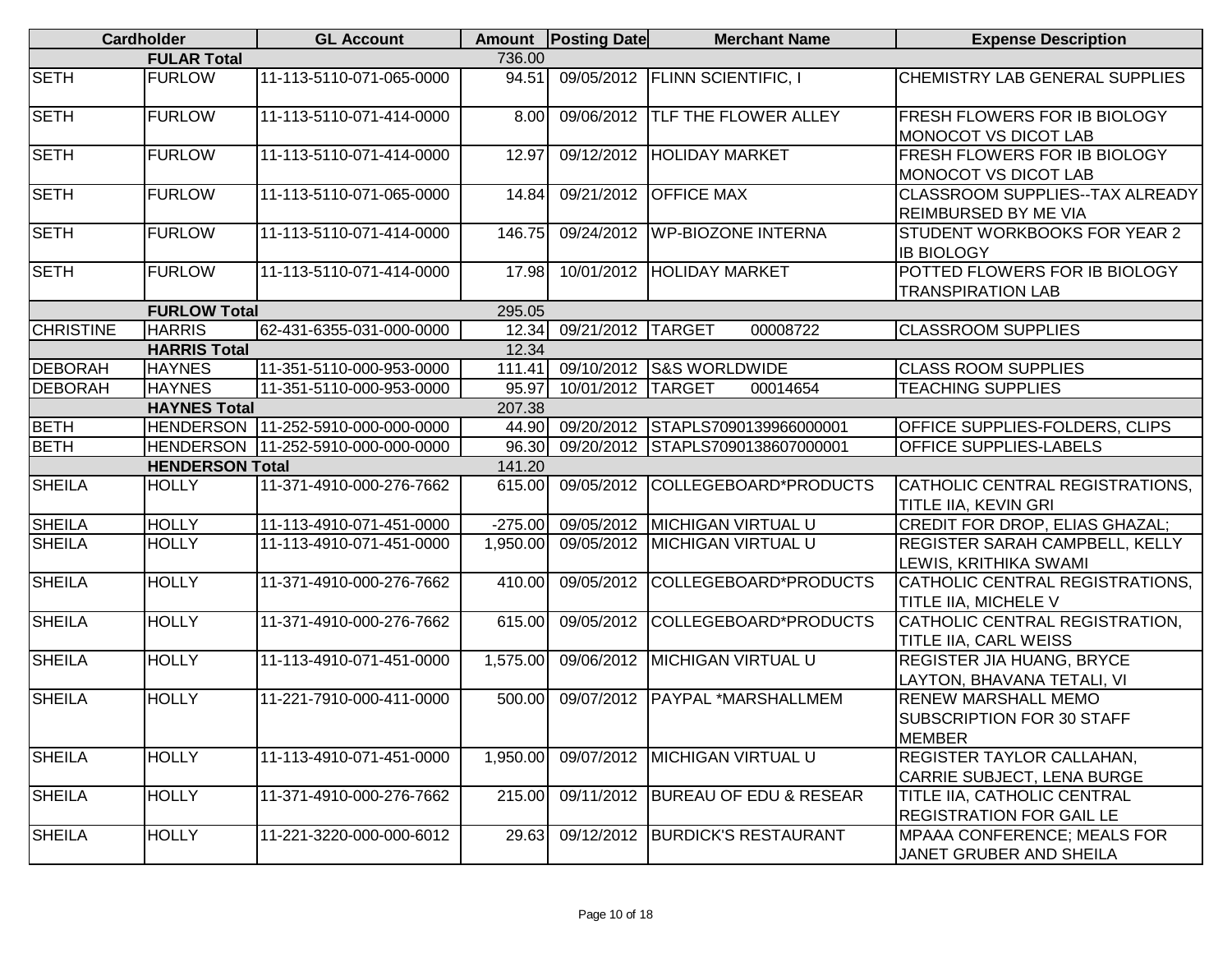| Cardholder | | GL Account | Amount | Posting Date | Merchant Name | Expense Description |
|---|---|---|---|---|---|---|
| | FULAR Total | | 736.00 | | | |
| SETH | FURLOW | 11-113-5110-071-065-0000 | 94.51 | 09/05/2012 | FLINN SCIENTIFIC, I | CHEMISTRY LAB GENERAL SUPPLIES |
| SETH | FURLOW | 11-113-5110-071-414-0000 | 8.00 | 09/06/2012 | TLF THE FLOWER ALLEY | FRESH FLOWERS FOR IB BIOLOGY MONOCOT VS DICOT LAB |
| SETH | FURLOW | 11-113-5110-071-414-0000 | 12.97 | 09/12/2012 | HOLIDAY MARKET | FRESH FLOWERS FOR IB BIOLOGY MONOCOT VS DICOT LAB |
| SETH | FURLOW | 11-113-5110-071-065-0000 | 14.84 | 09/21/2012 | OFFICE MAX | CLASSROOM SUPPLIES--TAX ALREADY REIMBURSED BY ME VIA |
| SETH | FURLOW | 11-113-5110-071-414-0000 | 146.75 | 09/24/2012 | WP-BIOZONE INTERNA | STUDENT WORKBOOKS FOR YEAR 2 IB BIOLOGY |
| SETH | FURLOW | 11-113-5110-071-414-0000 | 17.98 | 10/01/2012 | HOLIDAY MARKET | POTTED FLOWERS FOR IB BIOLOGY TRANSPIRATION LAB |
| | FURLOW Total | | 295.05 | | | |
| CHRISTINE | HARRIS | 62-431-6355-031-000-0000 | 12.34 | 09/21/2012 | TARGET 00008722 | CLASSROOM SUPPLIES |
| | HARRIS Total | | 12.34 | | | |
| DEBORAH | HAYNES | 11-351-5110-000-953-0000 | 111.41 | 09/10/2012 | S&S WORLDWIDE | CLASS ROOM SUPPLIES |
| DEBORAH | HAYNES | 11-351-5110-000-953-0000 | 95.97 | 10/01/2012 | TARGET 00014654 | TEACHING SUPPLIES |
| | HAYNES Total | | 207.38 | | | |
| BETH | HENDERSON | 11-252-5910-000-000-0000 | 44.90 | 09/20/2012 | STAPLS7090139966000001 | OFFICE SUPPLIES-FOLDERS, CLIPS |
| BETH | HENDERSON | 11-252-5910-000-000-0000 | 96.30 | 09/20/2012 | STAPLS7090138607000001 | OFFICE SUPPLIES-LABELS |
| | HENDERSON Total | | 141.20 | | | |
| SHEILA | HOLLY | 11-371-4910-000-276-7662 | 615.00 | 09/05/2012 | COLLEGEBOARD*PRODUCTS | CATHOLIC CENTRAL REGISTRATIONS, TITLE IIA, KEVIN GRI |
| SHEILA | HOLLY | 11-113-4910-071-451-0000 | -275.00 | 09/05/2012 | MICHIGAN VIRTUAL U | CREDIT FOR DROP, ELIAS GHAZAL; |
| SHEILA | HOLLY | 11-113-4910-071-451-0000 | 1,950.00 | 09/05/2012 | MICHIGAN VIRTUAL U | REGISTER SARAH CAMPBELL, KELLY LEWIS, KRITHIKA SWAMI |
| SHEILA | HOLLY | 11-371-4910-000-276-7662 | 410.00 | 09/05/2012 | COLLEGEBOARD*PRODUCTS | CATHOLIC CENTRAL REGISTRATIONS, TITLE IIA, MICHELE V |
| SHEILA | HOLLY | 11-371-4910-000-276-7662 | 615.00 | 09/05/2012 | COLLEGEBOARD*PRODUCTS | CATHOLIC CENTRAL REGISTRATION, TITLE IIA, CARL WEISS |
| SHEILA | HOLLY | 11-113-4910-071-451-0000 | 1,575.00 | 09/06/2012 | MICHIGAN VIRTUAL U | REGISTER JIA HUANG, BRYCE LAYTON, BHAVANA TETALI, VI |
| SHEILA | HOLLY | 11-221-7910-000-411-0000 | 500.00 | 09/07/2012 | PAYPAL *MARSHALLMEM | RENEW MARSHALL MEMO SUBSCRIPTION FOR 30 STAFF MEMBER |
| SHEILA | HOLLY | 11-113-4910-071-451-0000 | 1,950.00 | 09/07/2012 | MICHIGAN VIRTUAL U | REGISTER TAYLOR CALLAHAN, CARRIE SUBJECT, LENA BURGE |
| SHEILA | HOLLY | 11-371-4910-000-276-7662 | 215.00 | 09/11/2012 | BUREAU OF EDU & RESEAR | TITLE IIA, CATHOLIC CENTRAL REGISTRATION FOR GAIL LE |
| SHEILA | HOLLY | 11-221-3220-000-000-6012 | 29.63 | 09/12/2012 | BURDICK'S RESTAURANT | MPAAA CONFERENCE; MEALS FOR JANET GRUBER AND SHEILA |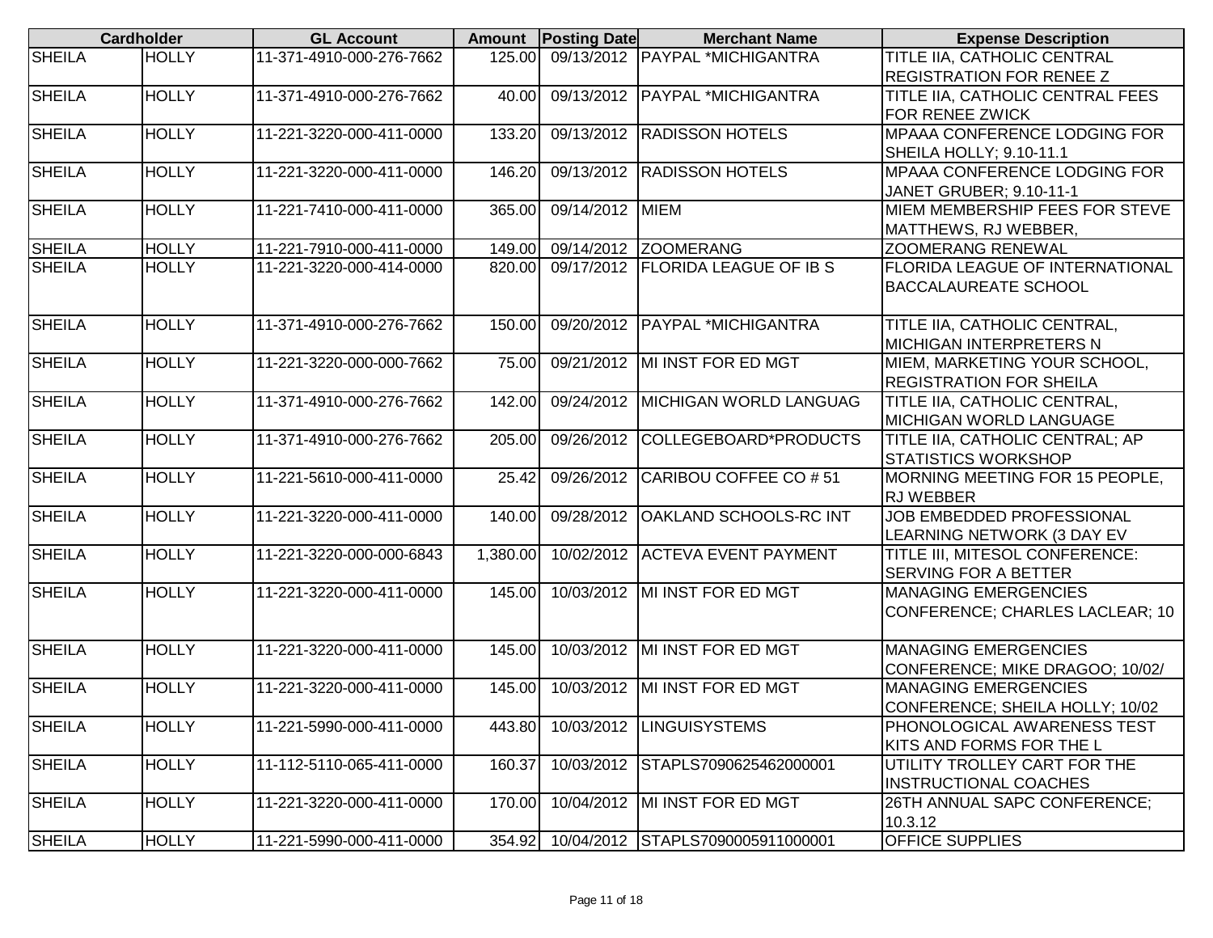| Cardholder | | GL Account | Amount | Posting Date | Merchant Name | Expense Description |
|---|---|---|---|---|---|---|
| SHEILA | HOLLY | 11-371-4910-000-276-7662 | 125.00 | 09/13/2012 | PAYPAL *MICHIGANTRA | TITLE IIA, CATHOLIC CENTRAL REGISTRATION FOR RENEE Z |
| SHEILA | HOLLY | 11-371-4910-000-276-7662 | 40.00 | 09/13/2012 | PAYPAL *MICHIGANTRA | TITLE IIA, CATHOLIC CENTRAL FEES FOR RENEE ZWICK |
| SHEILA | HOLLY | 11-221-3220-000-411-0000 | 133.20 | 09/13/2012 | RADISSON HOTELS | MPAAA CONFERENCE LODGING FOR SHEILA HOLLY; 9.10-11.1 |
| SHEILA | HOLLY | 11-221-3220-000-411-0000 | 146.20 | 09/13/2012 | RADISSON HOTELS | MPAAA CONFERENCE LODGING FOR JANET GRUBER; 9.10-11-1 |
| SHEILA | HOLLY | 11-221-7410-000-411-0000 | 365.00 | 09/14/2012 | MIEM | MIEM MEMBERSHIP FEES FOR STEVE MATTHEWS, RJ WEBBER, |
| SHEILA | HOLLY | 11-221-7910-000-411-0000 | 149.00 | 09/14/2012 | ZOOMERANG | ZOOMERANG RENEWAL |
| SHEILA | HOLLY | 11-221-3220-000-414-0000 | 820.00 | 09/17/2012 | FLORIDA LEAGUE OF IB S | FLORIDA LEAGUE OF INTERNATIONAL BACCALAUREATE SCHOOL |
| SHEILA | HOLLY | 11-371-4910-000-276-7662 | 150.00 | 09/20/2012 | PAYPAL *MICHIGANTRA | TITLE IIA, CATHOLIC CENTRAL, MICHIGAN INTERPRETERS N |
| SHEILA | HOLLY | 11-221-3220-000-000-7662 | 75.00 | 09/21/2012 | MI INST FOR ED MGT | MIEM, MARKETING YOUR SCHOOL, REGISTRATION FOR SHEILA |
| SHEILA | HOLLY | 11-371-4910-000-276-7662 | 142.00 | 09/24/2012 | MICHIGAN WORLD LANGUAG | TITLE IIA, CATHOLIC CENTRAL, MICHIGAN WORLD LANGUAGE |
| SHEILA | HOLLY | 11-371-4910-000-276-7662 | 205.00 | 09/26/2012 | COLLEGEBOARD*PRODUCTS | TITLE IIA, CATHOLIC CENTRAL; AP STATISTICS WORKSHOP |
| SHEILA | HOLLY | 11-221-5610-000-411-0000 | 25.42 | 09/26/2012 | CARIBOU COFFEE CO # 51 | MORNING MEETING FOR 15 PEOPLE, RJ WEBBER |
| SHEILA | HOLLY | 11-221-3220-000-411-0000 | 140.00 | 09/28/2012 | OAKLAND SCHOOLS-RC INT | JOB EMBEDDED PROFESSIONAL LEARNING NETWORK (3 DAY EV |
| SHEILA | HOLLY | 11-221-3220-000-000-6843 | 1,380.00 | 10/02/2012 | ACTEVA EVENT PAYMENT | TITLE III, MITESOL CONFERENCE: SERVING FOR A BETTER |
| SHEILA | HOLLY | 11-221-3220-000-411-0000 | 145.00 | 10/03/2012 | MI INST FOR ED MGT | MANAGING EMERGENCIES CONFERENCE; CHARLES LACLEAR; 10 |
| SHEILA | HOLLY | 11-221-3220-000-411-0000 | 145.00 | 10/03/2012 | MI INST FOR ED MGT | MANAGING EMERGENCIES CONFERENCE; MIKE DRAGOO; 10/02/ |
| SHEILA | HOLLY | 11-221-3220-000-411-0000 | 145.00 | 10/03/2012 | MI INST FOR ED MGT | MANAGING EMERGENCIES CONFERENCE; SHEILA HOLLY; 10/02 |
| SHEILA | HOLLY | 11-221-5990-000-411-0000 | 443.80 | 10/03/2012 | LINGUISYSTEMS | PHONOLOGICAL AWARENESS TEST KITS AND FORMS FOR THE L |
| SHEILA | HOLLY | 11-112-5110-065-411-0000 | 160.37 | 10/03/2012 | STAPLS7090625462000001 | UTILITY TROLLEY CART FOR THE INSTRUCTIONAL COACHES |
| SHEILA | HOLLY | 11-221-3220-000-411-0000 | 170.00 | 10/04/2012 | MI INST FOR ED MGT | 26TH ANNUAL SAPC CONFERENCE; 10.3.12 |
| SHEILA | HOLLY | 11-221-5990-000-411-0000 | 354.92 | 10/04/2012 | STAPLS7090005911000001 | OFFICE SUPPLIES |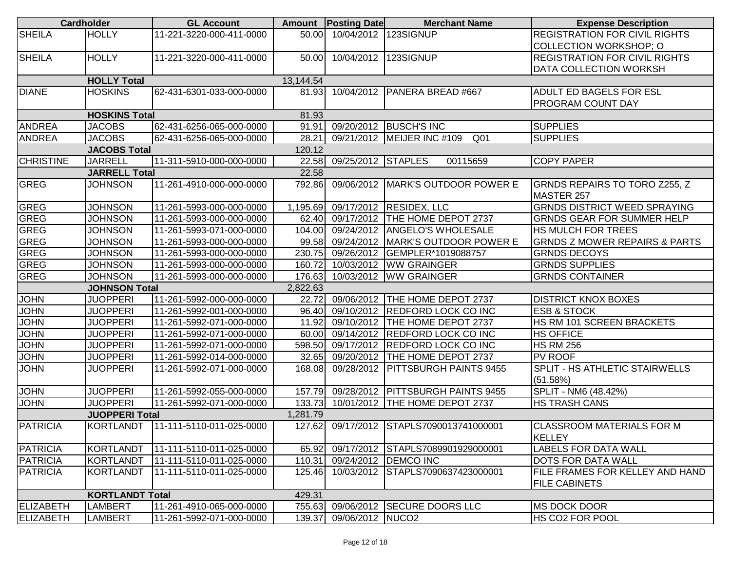| Cardholder | | GL Account | Amount | Posting Date | Merchant Name | Expense Description |
|---|---|---|---|---|---|---|
| SHEILA | HOLLY | 11-221-3220-000-411-0000 | 50.00 | 10/04/2012 | 123SIGNUP | REGISTRATION FOR CIVIL RIGHTS COLLECTION WORKSHOP; O |
| SHEILA | HOLLY | 11-221-3220-000-411-0000 | 50.00 | 10/04/2012 | 123SIGNUP | REGISTRATION FOR CIVIL RIGHTS DATA COLLECTION WORKSH |
| | HOLLY Total | | 13,144.54 | | | |
| DIANE | HOSKINS | 62-431-6301-033-000-0000 | 81.93 | 10/04/2012 | PANERA BREAD #667 | ADULT ED BAGELS FOR ESL PROGRAM COUNT DAY |
| | HOSKINS Total | | 81.93 | | | |
| ANDREA | JACOBS | 62-431-6256-065-000-0000 | 91.91 | 09/20/2012 | BUSCH'S INC | SUPPLIES |
| ANDREA | JACOBS | 62-431-6256-065-000-0000 | 28.21 | 09/21/2012 | MEIJER INC #109 Q01 | SUPPLIES |
| | JACOBS Total | | 120.12 | | | |
| CHRISTINE | JARRELL | 11-311-5910-000-000-0000 | 22.58 | 09/25/2012 | STAPLES 00115659 | COPY PAPER |
| | JARRELL Total | | 22.58 | | | |
| GREG | JOHNSON | 11-261-4910-000-000-0000 | 792.86 | 09/06/2012 | MARK'S OUTDOOR POWER E | GRNDS REPAIRS TO TORO Z255, Z MASTER 257 |
| GREG | JOHNSON | 11-261-5993-000-000-0000 | 1,195.69 | 09/17/2012 | RESIDEX, LLC | GRNDS DISTRICT WEED SPRAYING |
| GREG | JOHNSON | 11-261-5993-000-000-0000 | 62.40 | 09/17/2012 | THE HOME DEPOT 2737 | GRNDS GEAR FOR SUMMER HELP |
| GREG | JOHNSON | 11-261-5993-071-000-0000 | 104.00 | 09/24/2012 | ANGELO'S WHOLESALE | HS MULCH FOR TREES |
| GREG | JOHNSON | 11-261-5993-000-000-0000 | 99.58 | 09/24/2012 | MARK'S OUTDOOR POWER E | GRNDS Z MOWER REPAIRS & PARTS |
| GREG | JOHNSON | 11-261-5993-000-000-0000 | 230.75 | 09/26/2012 | GEMPLER*1019088757 | GRNDS DECOYS |
| GREG | JOHNSON | 11-261-5993-000-000-0000 | 160.72 | 10/03/2012 | WW GRAINGER | GRNDS SUPPLIES |
| GREG | JOHNSON | 11-261-5993-000-000-0000 | 176.63 | 10/03/2012 | WW GRAINGER | GRNDS CONTAINER |
| | JOHNSON Total | | 2,822.63 | | | |
| JOHN | JUOPPERI | 11-261-5992-000-000-0000 | 22.72 | 09/06/2012 | THE HOME DEPOT 2737 | DISTRICT KNOX BOXES |
| JOHN | JUOPPERI | 11-261-5992-001-000-0000 | 96.40 | 09/10/2012 | REDFORD LOCK CO INC | ESB & STOCK |
| JOHN | JUOPPERI | 11-261-5992-071-000-0000 | 11.92 | 09/10/2012 | THE HOME DEPOT 2737 | HS RM 101 SCREEN BRACKETS |
| JOHN | JUOPPERI | 11-261-5992-071-000-0000 | 60.00 | 09/14/2012 | REDFORD LOCK CO INC | HS OFFICE |
| JOHN | JUOPPERI | 11-261-5992-071-000-0000 | 598.50 | 09/17/2012 | REDFORD LOCK CO INC | HS RM 256 |
| JOHN | JUOPPERI | 11-261-5992-014-000-0000 | 32.65 | 09/20/2012 | THE HOME DEPOT 2737 | PV ROOF |
| JOHN | JUOPPERI | 11-261-5992-071-000-0000 | 168.08 | 09/28/2012 | PITTSBURGH PAINTS 9455 | SPLIT - HS ATHLETIC STAIRWELLS (51.58%) |
| JOHN | JUOPPERI | 11-261-5992-055-000-0000 | 157.79 | 09/28/2012 | PITTSBURGH PAINTS 9455 | SPLIT - NM6 (48.42%) |
| JOHN | JUOPPERI | 11-261-5992-071-000-0000 | 133.73 | 10/01/2012 | THE HOME DEPOT 2737 | HS TRASH CANS |
| | JUOPPERI Total | | 1,281.79 | | | |
| PATRICIA | KORTLANDT | 11-111-5110-011-025-0000 | 127.62 | 09/17/2012 | STAPLS7090013741000001 | CLASSROOM MATERIALS FOR M KELLEY |
| PATRICIA | KORTLANDT | 11-111-5110-011-025-0000 | 65.92 | 09/17/2012 | STAPLS7089901929000001 | LABELS FOR DATA WALL |
| PATRICIA | KORTLANDT | 11-111-5110-011-025-0000 | 110.31 | 09/24/2012 | DEMCO INC | DOTS FOR DATA WALL |
| PATRICIA | KORTLANDT | 11-111-5110-011-025-0000 | 125.46 | 10/03/2012 | STAPLS7090637423000001 | FILE FRAMES FOR KELLEY AND HAND FILE CABINETS |
| | KORTLANDT Total | | 429.31 | | | |
| ELIZABETH | LAMBERT | 11-261-4910-065-000-0000 | 755.63 | 09/06/2012 | SECURE DOORS LLC | MS DOCK DOOR |
| ELIZABETH | LAMBERT | 11-261-5992-071-000-0000 | 139.37 | 09/06/2012 | NUCO2 | HS CO2 FOR POOL |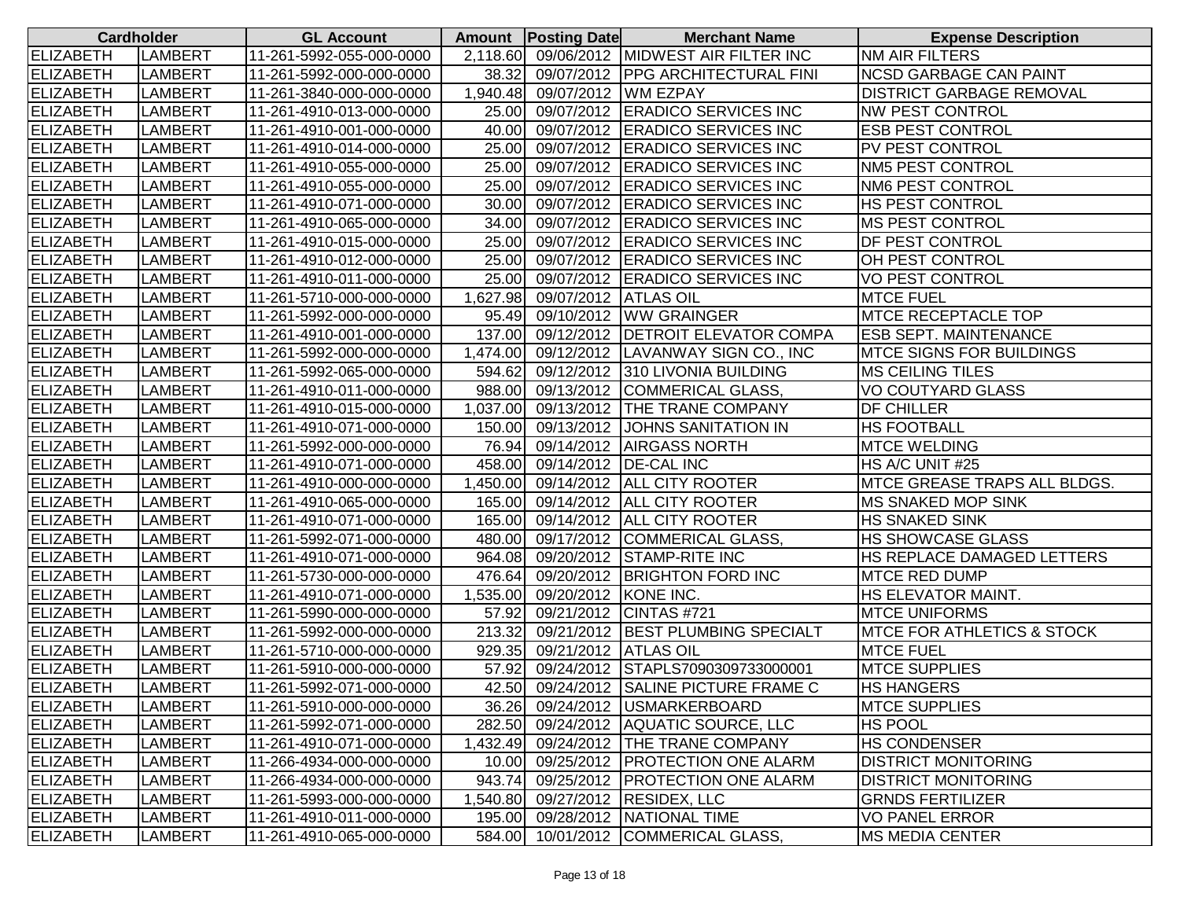| Cardholder | | GL Account | Amount | Posting Date | Merchant Name | Expense Description |
|---|---|---|---|---|---|---|
| ELIZABETH | LAMBERT | 11-261-5992-055-000-0000 | 2,118.60 | 09/06/2012 | MIDWEST AIR FILTER INC | NM AIR FILTERS |
| ELIZABETH | LAMBERT | 11-261-5992-000-000-0000 | 38.32 | 09/07/2012 | PPG ARCHITECTURAL FINI | NCSD GARBAGE CAN PAINT |
| ELIZABETH | LAMBERT | 11-261-3840-000-000-0000 | 1,940.48 | 09/07/2012 | WM EZPAY | DISTRICT GARBAGE REMOVAL |
| ELIZABETH | LAMBERT | 11-261-4910-013-000-0000 | 25.00 | 09/07/2012 | ERADICO SERVICES INC | NW PEST CONTROL |
| ELIZABETH | LAMBERT | 11-261-4910-001-000-0000 | 40.00 | 09/07/2012 | ERADICO SERVICES INC | ESB PEST CONTROL |
| ELIZABETH | LAMBERT | 11-261-4910-014-000-0000 | 25.00 | 09/07/2012 | ERADICO SERVICES INC | PV PEST CONTROL |
| ELIZABETH | LAMBERT | 11-261-4910-055-000-0000 | 25.00 | 09/07/2012 | ERADICO SERVICES INC | NM5 PEST CONTROL |
| ELIZABETH | LAMBERT | 11-261-4910-055-000-0000 | 25.00 | 09/07/2012 | ERADICO SERVICES INC | NM6 PEST CONTROL |
| ELIZABETH | LAMBERT | 11-261-4910-071-000-0000 | 30.00 | 09/07/2012 | ERADICO SERVICES INC | HS PEST CONTROL |
| ELIZABETH | LAMBERT | 11-261-4910-065-000-0000 | 34.00 | 09/07/2012 | ERADICO SERVICES INC | MS PEST CONTROL |
| ELIZABETH | LAMBERT | 11-261-4910-015-000-0000 | 25.00 | 09/07/2012 | ERADICO SERVICES INC | DF PEST CONTROL |
| ELIZABETH | LAMBERT | 11-261-4910-012-000-0000 | 25.00 | 09/07/2012 | ERADICO SERVICES INC | OH PEST CONTROL |
| ELIZABETH | LAMBERT | 11-261-4910-011-000-0000 | 25.00 | 09/07/2012 | ERADICO SERVICES INC | VO PEST CONTROL |
| ELIZABETH | LAMBERT | 11-261-5710-000-000-0000 | 1,627.98 | 09/07/2012 | ATLAS OIL | MTCE FUEL |
| ELIZABETH | LAMBERT | 11-261-5992-000-000-0000 | 95.49 | 09/10/2012 | WW GRAINGER | MTCE RECEPTACLE TOP |
| ELIZABETH | LAMBERT | 11-261-4910-001-000-0000 | 137.00 | 09/12/2012 | DETROIT ELEVATOR COMPA | ESB SEPT. MAINTENANCE |
| ELIZABETH | LAMBERT | 11-261-5992-000-000-0000 | 1,474.00 | 09/12/2012 | LAVANWAY SIGN CO., INC | MTCE SIGNS FOR BUILDINGS |
| ELIZABETH | LAMBERT | 11-261-5992-065-000-0000 | 594.62 | 09/12/2012 | 310 LIVONIA BUILDING | MS CEILING TILES |
| ELIZABETH | LAMBERT | 11-261-4910-011-000-0000 | 988.00 | 09/13/2012 | COMMERICAL GLASS, | VO COUTYARD GLASS |
| ELIZABETH | LAMBERT | 11-261-4910-015-000-0000 | 1,037.00 | 09/13/2012 | THE TRANE COMPANY | DF CHILLER |
| ELIZABETH | LAMBERT | 11-261-4910-071-000-0000 | 150.00 | 09/13/2012 | JOHNS SANITATION IN | HS FOOTBALL |
| ELIZABETH | LAMBERT | 11-261-5992-000-000-0000 | 76.94 | 09/14/2012 | AIRGASS NORTH | MTCE WELDING |
| ELIZABETH | LAMBERT | 11-261-4910-071-000-0000 | 458.00 | 09/14/2012 | DE-CAL INC | HS A/C UNIT #25 |
| ELIZABETH | LAMBERT | 11-261-4910-000-000-0000 | 1,450.00 | 09/14/2012 | ALL CITY ROOTER | MTCE GREASE TRAPS ALL BLDGS. |
| ELIZABETH | LAMBERT | 11-261-4910-065-000-0000 | 165.00 | 09/14/2012 | ALL CITY ROOTER | MS SNAKED MOP SINK |
| ELIZABETH | LAMBERT | 11-261-4910-071-000-0000 | 165.00 | 09/14/2012 | ALL CITY ROOTER | HS SNAKED SINK |
| ELIZABETH | LAMBERT | 11-261-5992-071-000-0000 | 480.00 | 09/17/2012 | COMMERICAL GLASS, | HS SHOWCASE GLASS |
| ELIZABETH | LAMBERT | 11-261-4910-071-000-0000 | 964.08 | 09/20/2012 | STAMP-RITE INC | HS REPLACE DAMAGED LETTERS |
| ELIZABETH | LAMBERT | 11-261-5730-000-000-0000 | 476.64 | 09/20/2012 | BRIGHTON FORD INC | MTCE RED DUMP |
| ELIZABETH | LAMBERT | 11-261-4910-071-000-0000 | 1,535.00 | 09/20/2012 | KONE INC. | HS ELEVATOR MAINT. |
| ELIZABETH | LAMBERT | 11-261-5990-000-000-0000 | 57.92 | 09/21/2012 | CINTAS #721 | MTCE UNIFORMS |
| ELIZABETH | LAMBERT | 11-261-5992-000-000-0000 | 213.32 | 09/21/2012 | BEST PLUMBING SPECIALT | MTCE FOR ATHLETICS & STOCK |
| ELIZABETH | LAMBERT | 11-261-5710-000-000-0000 | 929.35 | 09/21/2012 | ATLAS OIL | MTCE FUEL |
| ELIZABETH | LAMBERT | 11-261-5910-000-000-0000 | 57.92 | 09/24/2012 | STAPLS7090309733000001 | MTCE SUPPLIES |
| ELIZABETH | LAMBERT | 11-261-5992-071-000-0000 | 42.50 | 09/24/2012 | SALINE PICTURE FRAME C | HS HANGERS |
| ELIZABETH | LAMBERT | 11-261-5910-000-000-0000 | 36.26 | 09/24/2012 | USMARKERBOARD | MTCE SUPPLIES |
| ELIZABETH | LAMBERT | 11-261-5992-071-000-0000 | 282.50 | 09/24/2012 | AQUATIC SOURCE, LLC | HS POOL |
| ELIZABETH | LAMBERT | 11-261-4910-071-000-0000 | 1,432.49 | 09/24/2012 | THE TRANE COMPANY | HS CONDENSER |
| ELIZABETH | LAMBERT | 11-266-4934-000-000-0000 | 10.00 | 09/25/2012 | PROTECTION ONE ALARM | DISTRICT MONITORING |
| ELIZABETH | LAMBERT | 11-266-4934-000-000-0000 | 943.74 | 09/25/2012 | PROTECTION ONE ALARM | DISTRICT MONITORING |
| ELIZABETH | LAMBERT | 11-261-5993-000-000-0000 | 1,540.80 | 09/27/2012 | RESIDEX, LLC | GRNDS FERTILIZER |
| ELIZABETH | LAMBERT | 11-261-4910-011-000-0000 | 195.00 | 09/28/2012 | NATIONAL TIME | VO PANEL ERROR |
| ELIZABETH | LAMBERT | 11-261-4910-065-000-0000 | 584.00 | 10/01/2012 | COMMERICAL GLASS, | MS MEDIA CENTER |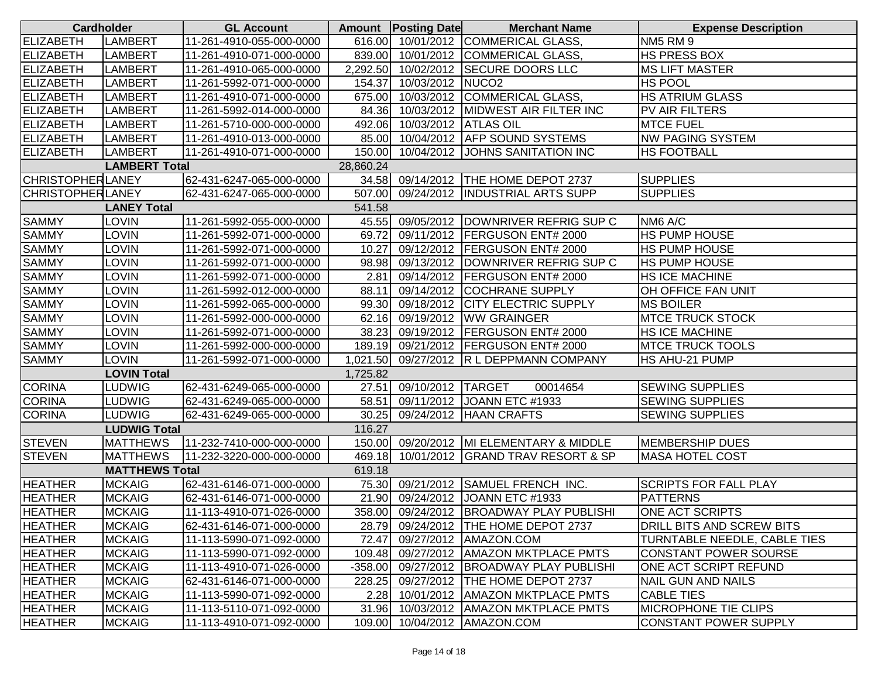| Cardholder | | GL Account | Amount | Posting Date | Merchant Name | Expense Description |
|---|---|---|---|---|---|---|
| ELIZABETH | LAMBERT | 11-261-4910-055-000-0000 | 616.00 | 10/01/2012 | COMMERICAL GLASS, | NM5 RM 9 |
| ELIZABETH | LAMBERT | 11-261-4910-071-000-0000 | 839.00 | 10/01/2012 | COMMERICAL GLASS, | HS PRESS BOX |
| ELIZABETH | LAMBERT | 11-261-4910-065-000-0000 | 2,292.50 | 10/02/2012 | SECURE DOORS LLC | MS LIFT MASTER |
| ELIZABETH | LAMBERT | 11-261-5992-071-000-0000 | 154.37 | 10/03/2012 | NUCO2 | HS POOL |
| ELIZABETH | LAMBERT | 11-261-4910-071-000-0000 | 675.00 | 10/03/2012 | COMMERICAL GLASS, | HS ATRIUM GLASS |
| ELIZABETH | LAMBERT | 11-261-5992-014-000-0000 | 84.36 | 10/03/2012 | MIDWEST AIR FILTER INC | PV AIR FILTERS |
| ELIZABETH | LAMBERT | 11-261-5710-000-000-0000 | 492.06 | 10/03/2012 | ATLAS OIL | MTCE FUEL |
| ELIZABETH | LAMBERT | 11-261-4910-013-000-0000 | 85.00 | 10/04/2012 | AFP SOUND SYSTEMS | NW PAGING SYSTEM |
| ELIZABETH | LAMBERT | 11-261-4910-071-000-0000 | 150.00 | 10/04/2012 | JOHNS SANITATION INC | HS FOOTBALL |
| | **LAMBERT Total** | | 28,860.24 | | | |
| CHRISTOPHER | LANEY | 62-431-6247-065-000-0000 | 34.58 | 09/14/2012 | THE HOME DEPOT 2737 | SUPPLIES |
| CHRISTOPHER | LANEY | 62-431-6247-065-000-0000 | 507.00 | 09/24/2012 | INDUSTRIAL ARTS SUPP | SUPPLIES |
| | **LANEY Total** | | 541.58 | | | |
| SAMMY | LOVIN | 11-261-5992-055-000-0000 | 45.55 | 09/05/2012 | DOWNRIVER REFRIG SUP C | NM6 A/C |
| SAMMY | LOVIN | 11-261-5992-071-000-0000 | 69.72 | 09/11/2012 | FERGUSON ENT# 2000 | HS PUMP HOUSE |
| SAMMY | LOVIN | 11-261-5992-071-000-0000 | 10.27 | 09/12/2012 | FERGUSON ENT# 2000 | HS PUMP HOUSE |
| SAMMY | LOVIN | 11-261-5992-071-000-0000 | 98.98 | 09/13/2012 | DOWNRIVER REFRIG SUP C | HS PUMP HOUSE |
| SAMMY | LOVIN | 11-261-5992-071-000-0000 | 2.81 | 09/14/2012 | FERGUSON ENT# 2000 | HS ICE MACHINE |
| SAMMY | LOVIN | 11-261-5992-012-000-0000 | 88.11 | 09/14/2012 | COCHRANE SUPPLY | OH OFFICE FAN UNIT |
| SAMMY | LOVIN | 11-261-5992-065-000-0000 | 99.30 | 09/18/2012 | CITY ELECTRIC SUPPLY | MS BOILER |
| SAMMY | LOVIN | 11-261-5992-000-000-0000 | 62.16 | 09/19/2012 | WW GRAINGER | MTCE TRUCK STOCK |
| SAMMY | LOVIN | 11-261-5992-071-000-0000 | 38.23 | 09/19/2012 | FERGUSON ENT# 2000 | HS ICE MACHINE |
| SAMMY | LOVIN | 11-261-5992-000-000-0000 | 189.19 | 09/21/2012 | FERGUSON ENT# 2000 | MTCE TRUCK TOOLS |
| SAMMY | LOVIN | 11-261-5992-071-000-0000 | 1,021.50 | 09/27/2012 | R L DEPPMANN COMPANY | HS AHU-21 PUMP |
| | **LOVIN Total** | | 1,725.82 | | | |
| CORINA | LUDWIG | 62-431-6249-065-000-0000 | 27.51 | 09/10/2012 | TARGET 00014654 | SEWING SUPPLIES |
| CORINA | LUDWIG | 62-431-6249-065-000-0000 | 58.51 | 09/11/2012 | JOANN ETC #1933 | SEWING SUPPLIES |
| CORINA | LUDWIG | 62-431-6249-065-000-0000 | 30.25 | 09/24/2012 | HAAN CRAFTS | SEWING SUPPLIES |
| | **LUDWIG Total** | | 116.27 | | | |
| STEVEN | MATTHEWS | 11-232-7410-000-000-0000 | 150.00 | 09/20/2012 | MI ELEMENTARY & MIDDLE | MEMBERSHIP DUES |
| STEVEN | MATTHEWS | 11-232-3220-000-000-0000 | 469.18 | 10/01/2012 | GRAND TRAV RESORT & SP | MASA HOTEL COST |
| | **MATTHEWS Total** | | 619.18 | | | |
| HEATHER | MCKAIG | 62-431-6146-071-000-0000 | 75.30 | 09/21/2012 | SAMUEL FRENCH INC. | SCRIPTS FOR FALL PLAY |
| HEATHER | MCKAIG | 62-431-6146-071-000-0000 | 21.90 | 09/24/2012 | JOANN ETC #1933 | PATTERNS |
| HEATHER | MCKAIG | 11-113-4910-071-026-0000 | 358.00 | 09/24/2012 | BROADWAY PLAY PUBLISHI | ONE ACT SCRIPTS |
| HEATHER | MCKAIG | 62-431-6146-071-000-0000 | 28.79 | 09/24/2012 | THE HOME DEPOT 2737 | DRILL BITS AND SCREW BITS |
| HEATHER | MCKAIG | 11-113-5990-071-092-0000 | 72.47 | 09/27/2012 | AMAZON.COM | TURNTABLE NEEDLE, CABLE TIES |
| HEATHER | MCKAIG | 11-113-5990-071-092-0000 | 109.48 | 09/27/2012 | AMAZON MKTPLACE PMTS | CONSTANT POWER SOURSE |
| HEATHER | MCKAIG | 11-113-4910-071-026-0000 | -358.00 | 09/27/2012 | BROADWAY PLAY PUBLISHI | ONE ACT SCRIPT REFUND |
| HEATHER | MCKAIG | 62-431-6146-071-000-0000 | 228.25 | 09/27/2012 | THE HOME DEPOT 2737 | NAIL GUN AND NAILS |
| HEATHER | MCKAIG | 11-113-5990-071-092-0000 | 2.28 | 10/01/2012 | AMAZON MKTPLACE PMTS | CABLE TIES |
| HEATHER | MCKAIG | 11-113-5110-071-092-0000 | 31.96 | 10/03/2012 | AMAZON MKTPLACE PMTS | MICROPHONE TIE CLIPS |
| HEATHER | MCKAIG | 11-113-4910-071-092-0000 | 109.00 | 10/04/2012 | AMAZON.COM | CONSTANT POWER SUPPLY |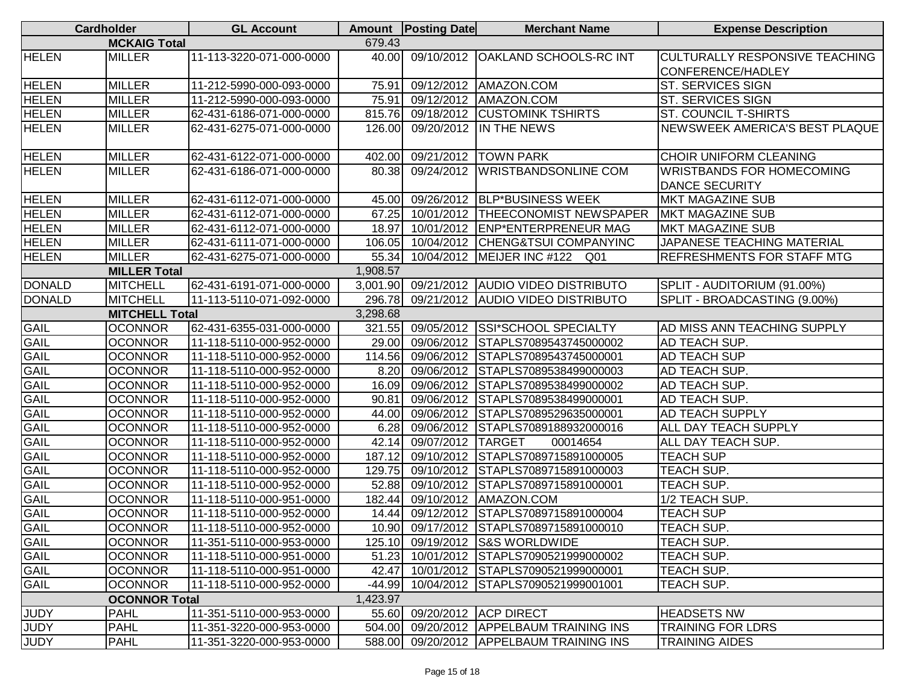| Cardholder | | GL Account | Amount | Posting Date | Merchant Name | Expense Description |
|---|---|---|---|---|---|---|
| | MCKAIG Total | | 679.43 | | | |
| HELEN | MILLER | 11-113-3220-071-000-0000 | 40.00 | 09/10/2012 | OAKLAND SCHOOLS-RC INT | CULTURALLY RESPONSIVE TEACHING CONFERENCE/HADLEY |
| HELEN | MILLER | 11-212-5990-000-093-0000 | 75.91 | 09/12/2012 | AMAZON.COM | ST. SERVICES SIGN |
| HELEN | MILLER | 11-212-5990-000-093-0000 | 75.91 | 09/12/2012 | AMAZON.COM | ST. SERVICES SIGN |
| HELEN | MILLER | 62-431-6186-071-000-0000 | 815.76 | 09/18/2012 | CUSTOMINK TSHIRTS | ST. COUNCIL T-SHIRTS |
| HELEN | MILLER | 62-431-6275-071-000-0000 | 126.00 | 09/20/2012 | IN THE NEWS | NEWSWEEK AMERICA'S BEST PLAQUE |
| HELEN | MILLER | 62-431-6122-071-000-0000 | 402.00 | 09/21/2012 | TOWN PARK | CHOIR UNIFORM CLEANING |
| HELEN | MILLER | 62-431-6186-071-000-0000 | 80.38 | 09/24/2012 | WRISTBANDSONLINE COM | WRISTBANDS FOR HOMECOMING DANCE SECURITY |
| HELEN | MILLER | 62-431-6112-071-000-0000 | 45.00 | 09/26/2012 | BLP*BUSINESS WEEK | MKT MAGAZINE SUB |
| HELEN | MILLER | 62-431-6112-071-000-0000 | 67.25 | 10/01/2012 | THEECONOMIST NEWSPAPER | MKT MAGAZINE SUB |
| HELEN | MILLER | 62-431-6112-071-000-0000 | 18.97 | 10/01/2012 | ENP*ENTERPRENEUR MAG | MKT MAGAZINE SUB |
| HELEN | MILLER | 62-431-6111-071-000-0000 | 106.05 | 10/04/2012 | CHENG&TSUI COMPANYINC | JAPANESE TEACHING MATERIAL |
| HELEN | MILLER | 62-431-6275-071-000-0000 | 55.34 | 10/04/2012 | MEIJER INC #122 Q01 | REFRESHMENTS FOR STAFF MTG |
| | MILLER Total | | 1,908.57 | | | |
| DONALD | MITCHELL | 62-431-6191-071-000-0000 | 3,001.90 | 09/21/2012 | AUDIO VIDEO DISTRIBUTO | SPLIT - AUDITORIUM (91.00%) |
| DONALD | MITCHELL | 11-113-5110-071-092-0000 | 296.78 | 09/21/2012 | AUDIO VIDEO DISTRIBUTO | SPLIT - BROADCASTING (9.00%) |
| | MITCHELL Total | | 3,298.68 | | | |
| GAIL | OCONNOR | 62-431-6355-031-000-0000 | 321.55 | 09/05/2012 | SSI*SCHOOL SPECIALTY | AD MISS ANN TEACHING SUPPLY |
| GAIL | OCONNOR | 11-118-5110-000-952-0000 | 29.00 | 09/06/2012 | STAPLS7089543745000002 | AD TEACH SUP. |
| GAIL | OCONNOR | 11-118-5110-000-952-0000 | 114.56 | 09/06/2012 | STAPLS7089543745000001 | AD TEACH SUP |
| GAIL | OCONNOR | 11-118-5110-000-952-0000 | 8.20 | 09/06/2012 | STAPLS7089538499000003 | AD TEACH SUP. |
| GAIL | OCONNOR | 11-118-5110-000-952-0000 | 16.09 | 09/06/2012 | STAPLS7089538499000002 | AD TEACH SUP. |
| GAIL | OCONNOR | 11-118-5110-000-952-0000 | 90.81 | 09/06/2012 | STAPLS7089538499000001 | AD TEACH SUP. |
| GAIL | OCONNOR | 11-118-5110-000-952-0000 | 44.00 | 09/06/2012 | STAPLS7089529635000001 | AD TEACH SUPPLY |
| GAIL | OCONNOR | 11-118-5110-000-952-0000 | 6.28 | 09/06/2012 | STAPLS7089188932000016 | ALL DAY TEACH SUPPLY |
| GAIL | OCONNOR | 11-118-5110-000-952-0000 | 42.14 | 09/07/2012 | TARGET 00014654 | ALL DAY TEACH SUP. |
| GAIL | OCONNOR | 11-118-5110-000-952-0000 | 187.12 | 09/10/2012 | STAPLS7089715891000005 | TEACH SUP |
| GAIL | OCONNOR | 11-118-5110-000-952-0000 | 129.75 | 09/10/2012 | STAPLS7089715891000003 | TEACH SUP. |
| GAIL | OCONNOR | 11-118-5110-000-952-0000 | 52.88 | 09/10/2012 | STAPLS7089715891000001 | TEACH SUP. |
| GAIL | OCONNOR | 11-118-5110-000-951-0000 | 182.44 | 09/10/2012 | AMAZON.COM | 1/2 TEACH SUP. |
| GAIL | OCONNOR | 11-118-5110-000-952-0000 | 14.44 | 09/12/2012 | STAPLS7089715891000004 | TEACH SUP |
| GAIL | OCONNOR | 11-118-5110-000-952-0000 | 10.90 | 09/17/2012 | STAPLS7089715891000010 | TEACH SUP. |
| GAIL | OCONNOR | 11-351-5110-000-953-0000 | 125.10 | 09/19/2012 | S&S WORLDWIDE | TEACH SUP. |
| GAIL | OCONNOR | 11-118-5110-000-951-0000 | 51.23 | 10/01/2012 | STAPLS7090521999000002 | TEACH SUP. |
| GAIL | OCONNOR | 11-118-5110-000-951-0000 | 42.47 | 10/01/2012 | STAPLS7090521999000001 | TEACH SUP. |
| GAIL | OCONNOR | 11-118-5110-000-952-0000 | -44.99 | 10/04/2012 | STAPLS7090521999001001 | TEACH SUP. |
| | OCONNOR Total | | 1,423.97 | | | |
| JUDY | PAHL | 11-351-5110-000-953-0000 | 55.60 | 09/20/2012 | ACP DIRECT | HEADSETS NW |
| JUDY | PAHL | 11-351-3220-000-953-0000 | 504.00 | 09/20/2012 | APPELBAUM TRAINING INS | TRAINING FOR LDRS |
| JUDY | PAHL | 11-351-3220-000-953-0000 | 588.00 | 09/20/2012 | APPELBAUM TRAINING INS | TRAINING AIDES |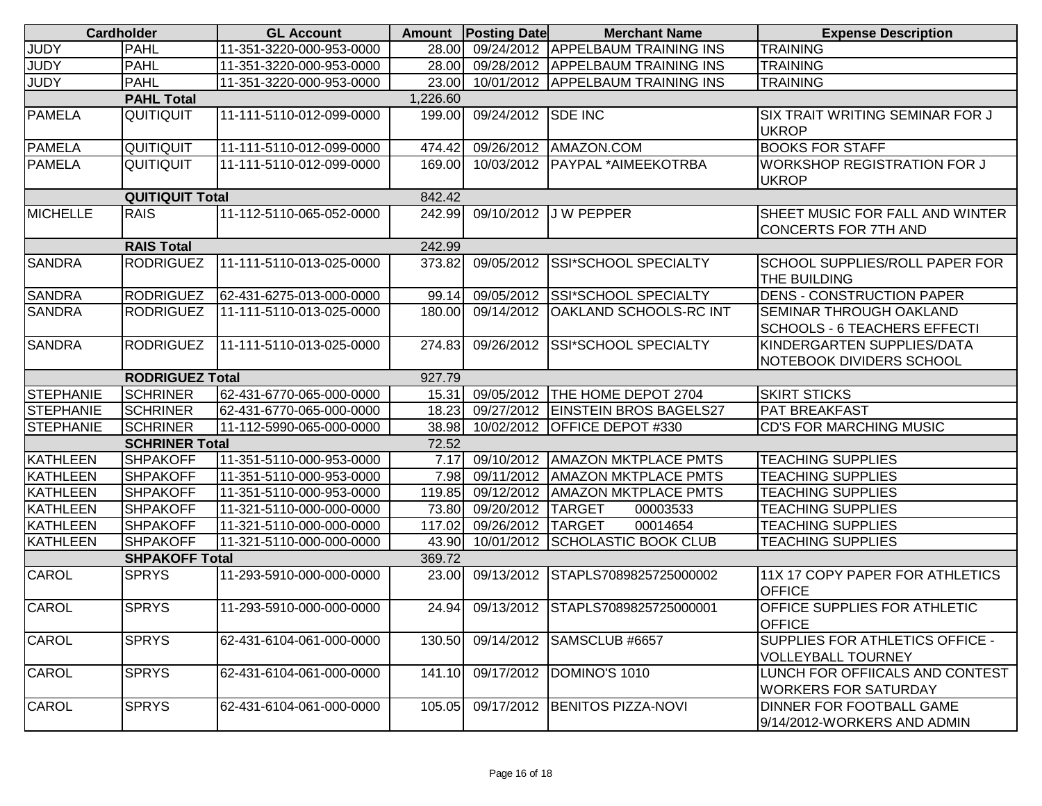| Cardholder | | GL Account | Amount | Posting Date | Merchant Name | Expense Description |
|---|---|---|---|---|---|---|
| JUDY | PAHL | 11-351-3220-000-953-0000 | 28.00 | 09/24/2012 | APPELBAUM TRAINING INS | TRAINING |
| JUDY | PAHL | 11-351-3220-000-953-0000 | 28.00 | 09/28/2012 | APPELBAUM TRAINING INS | TRAINING |
| JUDY | PAHL | 11-351-3220-000-953-0000 | 23.00 | 10/01/2012 | APPELBAUM TRAINING INS | TRAINING |
| | **PAHL Total** | | 1,226.60 | | | |
| PAMELA | QUITIQUIT | 11-111-5110-012-099-0000 | 199.00 | 09/24/2012 | SDE INC | SIX TRAIT WRITING SEMINAR FOR J UKROP |
| PAMELA | QUITIQUIT | 11-111-5110-012-099-0000 | 474.42 | 09/26/2012 | AMAZON.COM | BOOKS FOR STAFF |
| PAMELA | QUITIQUIT | 11-111-5110-012-099-0000 | 169.00 | 10/03/2012 | PAYPAL *AIMEEKOTRBA | WORKSHOP REGISTRATION FOR J UKROP |
| | **QUITIQUIT Total** | | 842.42 | | | |
| MICHELLE | RAIS | 11-112-5110-065-052-0000 | 242.99 | 09/10/2012 | J W PEPPER | SHEET MUSIC FOR FALL AND WINTER CONCERTS FOR 7TH AND |
| | **RAIS Total** | | 242.99 | | | |
| SANDRA | RODRIGUEZ | 11-111-5110-013-025-0000 | 373.82 | 09/05/2012 | SSI*SCHOOL SPECIALTY | SCHOOL SUPPLIES/ROLL PAPER FOR THE BUILDING |
| SANDRA | RODRIGUEZ | 62-431-6275-013-000-0000 | 99.14 | 09/05/2012 | SSI*SCHOOL SPECIALTY | DENS - CONSTRUCTION PAPER |
| SANDRA | RODRIGUEZ | 11-111-5110-013-025-0000 | 180.00 | 09/14/2012 | OAKLAND SCHOOLS-RC INT | SEMINAR THROUGH OAKLAND SCHOOLS - 6 TEACHERS EFFECTI |
| SANDRA | RODRIGUEZ | 11-111-5110-013-025-0000 | 274.83 | 09/26/2012 | SSI*SCHOOL SPECIALTY | KINDERGARTEN SUPPLIES/DATA NOTEBOOK DIVIDERS SCHOOL |
| | **RODRIGUEZ Total** | | 927.79 | | | |
| STEPHANIE | SCHRINER | 62-431-6770-065-000-0000 | 15.31 | 09/05/2012 | THE HOME DEPOT 2704 | SKIRT STICKS |
| STEPHANIE | SCHRINER | 62-431-6770-065-000-0000 | 18.23 | 09/27/2012 | EINSTEIN BROS BAGELS27 | PAT BREAKFAST |
| STEPHANIE | SCHRINER | 11-112-5990-065-000-0000 | 38.98 | 10/02/2012 | OFFICE DEPOT #330 | CD'S FOR MARCHING MUSIC |
| | **SCHRINER Total** | | 72.52 | | | |
| KATHLEEN | SHPAKOFF | 11-351-5110-000-953-0000 | 7.17 | 09/10/2012 | AMAZON MKTPLACE PMTS | TEACHING SUPPLIES |
| KATHLEEN | SHPAKOFF | 11-351-5110-000-953-0000 | 7.98 | 09/11/2012 | AMAZON MKTPLACE PMTS | TEACHING SUPPLIES |
| KATHLEEN | SHPAKOFF | 11-351-5110-000-953-0000 | 119.85 | 09/12/2012 | AMAZON MKTPLACE PMTS | TEACHING SUPPLIES |
| KATHLEEN | SHPAKOFF | 11-321-5110-000-000-0000 | 73.80 | 09/20/2012 | TARGET 00003533 | TEACHING SUPPLIES |
| KATHLEEN | SHPAKOFF | 11-321-5110-000-000-0000 | 117.02 | 09/26/2012 | TARGET 00014654 | TEACHING SUPPLIES |
| KATHLEEN | SHPAKOFF | 11-321-5110-000-000-0000 | 43.90 | 10/01/2012 | SCHOLASTIC BOOK CLUB | TEACHING SUPPLIES |
| | **SHPAKOFF Total** | | 369.72 | | | |
| CAROL | SPRYS | 11-293-5910-000-000-0000 | 23.00 | 09/13/2012 | STAPLS7089825725000002 | 11X 17 COPY PAPER FOR ATHLETICS OFFICE |
| CAROL | SPRYS | 11-293-5910-000-000-0000 | 24.94 | 09/13/2012 | STAPLS7089825725000001 | OFFICE SUPPLIES FOR ATHLETIC OFFICE |
| CAROL | SPRYS | 62-431-6104-061-000-0000 | 130.50 | 09/14/2012 | SAMSCLUB #6657 | SUPPLIES FOR ATHLETICS OFFICE - VOLLEYBALL TOURNEY |
| CAROL | SPRYS | 62-431-6104-061-000-0000 | 141.10 | 09/17/2012 | DOMINO'S 1010 | LUNCH FOR OFFIICALS AND CONTEST WORKERS FOR SATURDAY |
| CAROL | SPRYS | 62-431-6104-061-000-0000 | 105.05 | 09/17/2012 | BENITOS PIZZA-NOVI | DINNER FOR FOOTBALL GAME 9/14/2012-WORKERS AND ADMIN |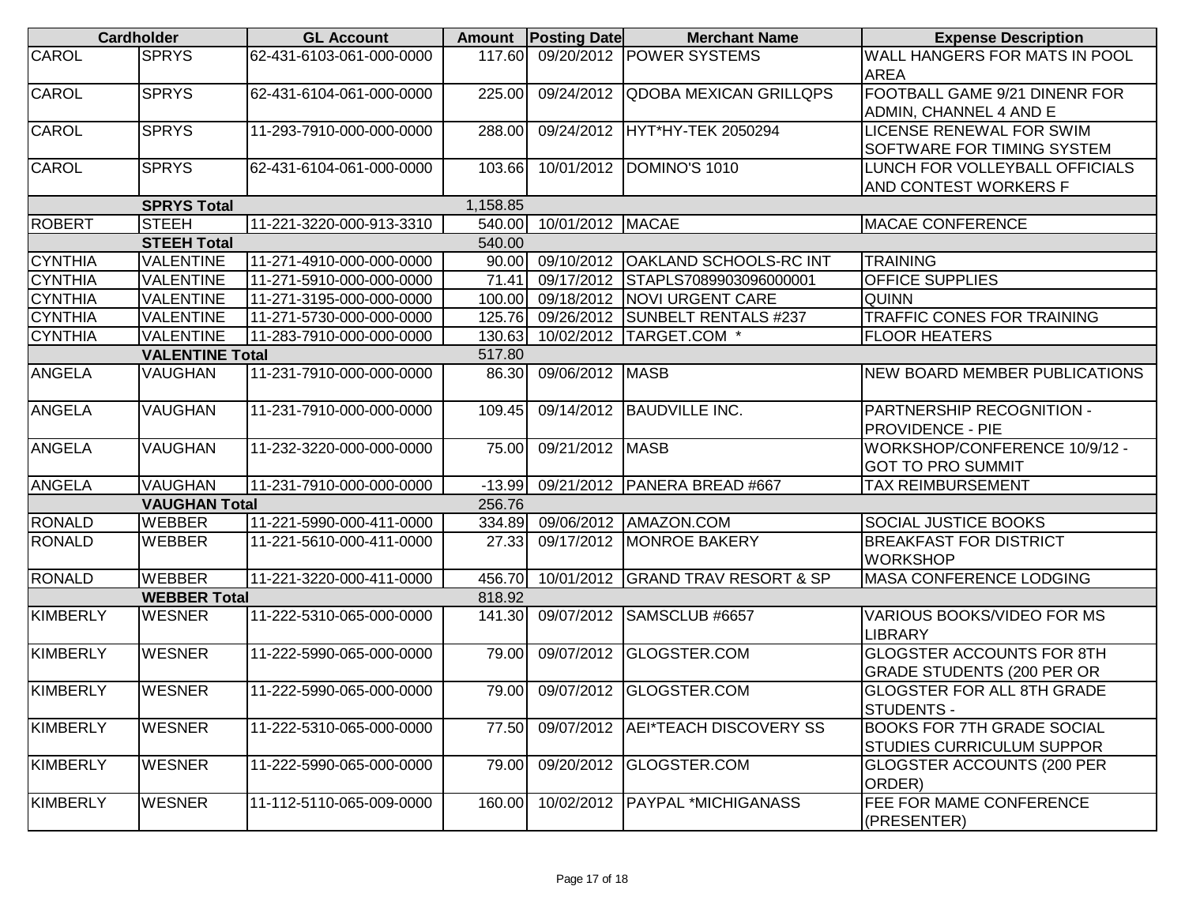| Cardholder | | GL Account | Amount | Posting Date | Merchant Name | Expense Description |
|---|---|---|---|---|---|---|
| CAROL | SPRYS | 62-431-6103-061-000-0000 | 117.60 | 09/20/2012 | POWER SYSTEMS | WALL HANGERS FOR MATS IN POOL AREA |
| CAROL | SPRYS | 62-431-6104-061-000-0000 | 225.00 | 09/24/2012 | QDOBA MEXICAN GRILLQPS | FOOTBALL GAME 9/21 DINENR FOR ADMIN, CHANNEL 4 AND E |
| CAROL | SPRYS | 11-293-7910-000-000-0000 | 288.00 | 09/24/2012 | HYT*HY-TEK 2050294 | LICENSE RENEWAL FOR SWIM SOFTWARE FOR TIMING SYSTEM |
| CAROL | SPRYS | 62-431-6104-061-000-0000 | 103.66 | 10/01/2012 | DOMINO'S 1010 | LUNCH FOR VOLLEYBALL OFFICIALS AND CONTEST WORKERS F |
| | **SPRYS Total** | | 1,158.85 | | | |
| ROBERT | STEEH | 11-221-3220-000-913-3310 | 540.00 | 10/01/2012 | MACAE | MACAE CONFERENCE |
| | **STEEH Total** | | 540.00 | | | |
| CYNTHIA | VALENTINE | 11-271-4910-000-000-0000 | 90.00 | 09/10/2012 | OAKLAND SCHOOLS-RC INT | TRAINING |
| CYNTHIA | VALENTINE | 11-271-5910-000-000-0000 | 71.41 | 09/17/2012 | STAPLS7089903096000001 | OFFICE SUPPLIES |
| CYNTHIA | VALENTINE | 11-271-3195-000-000-0000 | 100.00 | 09/18/2012 | NOVI URGENT CARE | QUINN |
| CYNTHIA | VALENTINE | 11-271-5730-000-000-0000 | 125.76 | 09/26/2012 | SUNBELT RENTALS #237 | TRAFFIC CONES FOR TRAINING |
| CYNTHIA | VALENTINE | 11-283-7910-000-000-0000 | 130.63 | 10/02/2012 | TARGET.COM * | FLOOR HEATERS |
| | **VALENTINE Total** | | 517.80 | | | |
| ANGELA | VAUGHAN | 11-231-7910-000-000-0000 | 86.30 | 09/06/2012 | MASB | NEW BOARD MEMBER PUBLICATIONS |
| ANGELA | VAUGHAN | 11-231-7910-000-000-0000 | 109.45 | 09/14/2012 | BAUDVILLE INC. | PARTNERSHIP RECOGNITION - PROVIDENCE - PIE |
| ANGELA | VAUGHAN | 11-232-3220-000-000-0000 | 75.00 | 09/21/2012 | MASB | WORKSHOP/CONFERENCE 10/9/12 - GOT TO PRO SUMMIT |
| ANGELA | VAUGHAN | 11-231-7910-000-000-0000 | -13.99 | 09/21/2012 | PANERA BREAD #667 | TAX REIMBURSEMENT |
| | **VAUGHAN Total** | | 256.76 | | | |
| RONALD | WEBBER | 11-221-5990-000-411-0000 | 334.89 | 09/06/2012 | AMAZON.COM | SOCIAL JUSTICE BOOKS |
| RONALD | WEBBER | 11-221-5610-000-411-0000 | 27.33 | 09/17/2012 | MONROE BAKERY | BREAKFAST FOR DISTRICT WORKSHOP |
| RONALD | WEBBER | 11-221-3220-000-411-0000 | 456.70 | 10/01/2012 | GRAND TRAV RESORT & SP | MASA CONFERENCE LODGING |
| | **WEBBER Total** | | 818.92 | | | |
| KIMBERLY | WESNER | 11-222-5310-065-000-0000 | 141.30 | 09/07/2012 | SAMSCLUB #6657 | VARIOUS BOOKS/VIDEO FOR MS LIBRARY |
| KIMBERLY | WESNER | 11-222-5990-065-000-0000 | 79.00 | 09/07/2012 | GLOGSTER.COM | GLOGSTER ACCOUNTS FOR 8TH GRADE STUDENTS (200 PER OR |
| KIMBERLY | WESNER | 11-222-5990-065-000-0000 | 79.00 | 09/07/2012 | GLOGSTER.COM | GLOGSTER FOR ALL 8TH GRADE STUDENTS - |
| KIMBERLY | WESNER | 11-222-5310-065-000-0000 | 77.50 | 09/07/2012 | AEI*TEACH DISCOVERY SS | BOOKS FOR 7TH GRADE SOCIAL STUDIES CURRICULUM SUPPOR |
| KIMBERLY | WESNER | 11-222-5990-065-000-0000 | 79.00 | 09/20/2012 | GLOGSTER.COM | GLOGSTER ACCOUNTS (200 PER ORDER) |
| KIMBERLY | WESNER | 11-112-5110-065-009-0000 | 160.00 | 10/02/2012 | PAYPAL *MICHIGANASS | FEE FOR MAME CONFERENCE (PRESENTER) |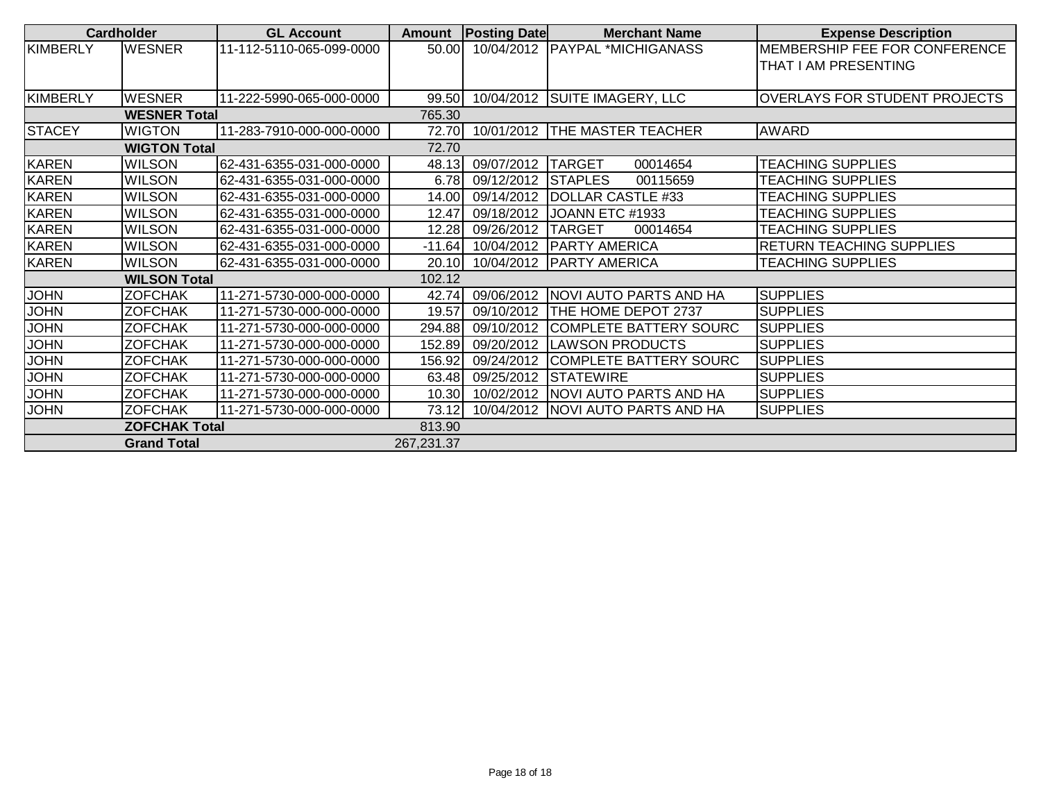| Cardholder | | GL Account | Amount | Posting Date | Merchant Name | Expense Description |
|---|---|---|---|---|---|---|
| KIMBERLY | WESNER | 11-112-5110-065-099-0000 | 50.00 | 10/04/2012 | PAYPAL *MICHIGANASS | MEMBERSHIP FEE FOR CONFERENCE THAT I AM PRESENTING |
| KIMBERLY | WESNER | 11-222-5990-065-000-0000 | 99.50 | 10/04/2012 | SUITE IMAGERY, LLC | OVERLAYS FOR STUDENT PROJECTS |
| | **WESNER Total** | | 765.30 | | | |
| STACEY | WIGTON | 11-283-7910-000-000-0000 | 72.70 | 10/01/2012 | THE MASTER TEACHER | AWARD |
| | **WIGTON Total** | | 72.70 | | | |
| KAREN | WILSON | 62-431-6355-031-000-0000 | 48.13 | 09/07/2012 | TARGET 00014654 | TEACHING SUPPLIES |
| KAREN | WILSON | 62-431-6355-031-000-0000 | 6.78 | 09/12/2012 | STAPLES 00115659 | TEACHING SUPPLIES |
| KAREN | WILSON | 62-431-6355-031-000-0000 | 14.00 | 09/14/2012 | DOLLAR CASTLE #33 | TEACHING SUPPLIES |
| KAREN | WILSON | 62-431-6355-031-000-0000 | 12.47 | 09/18/2012 | JOANN ETC #1933 | TEACHING SUPPLIES |
| KAREN | WILSON | 62-431-6355-031-000-0000 | 12.28 | 09/26/2012 | TARGET 00014654 | TEACHING SUPPLIES |
| KAREN | WILSON | 62-431-6355-031-000-0000 | -11.64 | 10/04/2012 | PARTY AMERICA | RETURN TEACHING SUPPLIES |
| KAREN | WILSON | 62-431-6355-031-000-0000 | 20.10 | 10/04/2012 | PARTY AMERICA | TEACHING SUPPLIES |
| | **WILSON Total** | | 102.12 | | | |
| JOHN | ZOFCHAK | 11-271-5730-000-000-0000 | 42.74 | 09/06/2012 | NOVI AUTO PARTS AND HA | SUPPLIES |
| JOHN | ZOFCHAK | 11-271-5730-000-000-0000 | 19.57 | 09/10/2012 | THE HOME DEPOT 2737 | SUPPLIES |
| JOHN | ZOFCHAK | 11-271-5730-000-000-0000 | 294.88 | 09/10/2012 | COMPLETE BATTERY SOURC | SUPPLIES |
| JOHN | ZOFCHAK | 11-271-5730-000-000-0000 | 152.89 | 09/20/2012 | LAWSON PRODUCTS | SUPPLIES |
| JOHN | ZOFCHAK | 11-271-5730-000-000-0000 | 156.92 | 09/24/2012 | COMPLETE BATTERY SOURC | SUPPLIES |
| JOHN | ZOFCHAK | 11-271-5730-000-000-0000 | 63.48 | 09/25/2012 | STATEWIRE | SUPPLIES |
| JOHN | ZOFCHAK | 11-271-5730-000-000-0000 | 10.30 | 10/02/2012 | NOVI AUTO PARTS AND HA | SUPPLIES |
| JOHN | ZOFCHAK | 11-271-5730-000-000-0000 | 73.12 | 10/04/2012 | NOVI AUTO PARTS AND HA | SUPPLIES |
| | **ZOFCHAK Total** | | 813.90 | | | |
| | **Grand Total** | | 267,231.37 | | | |